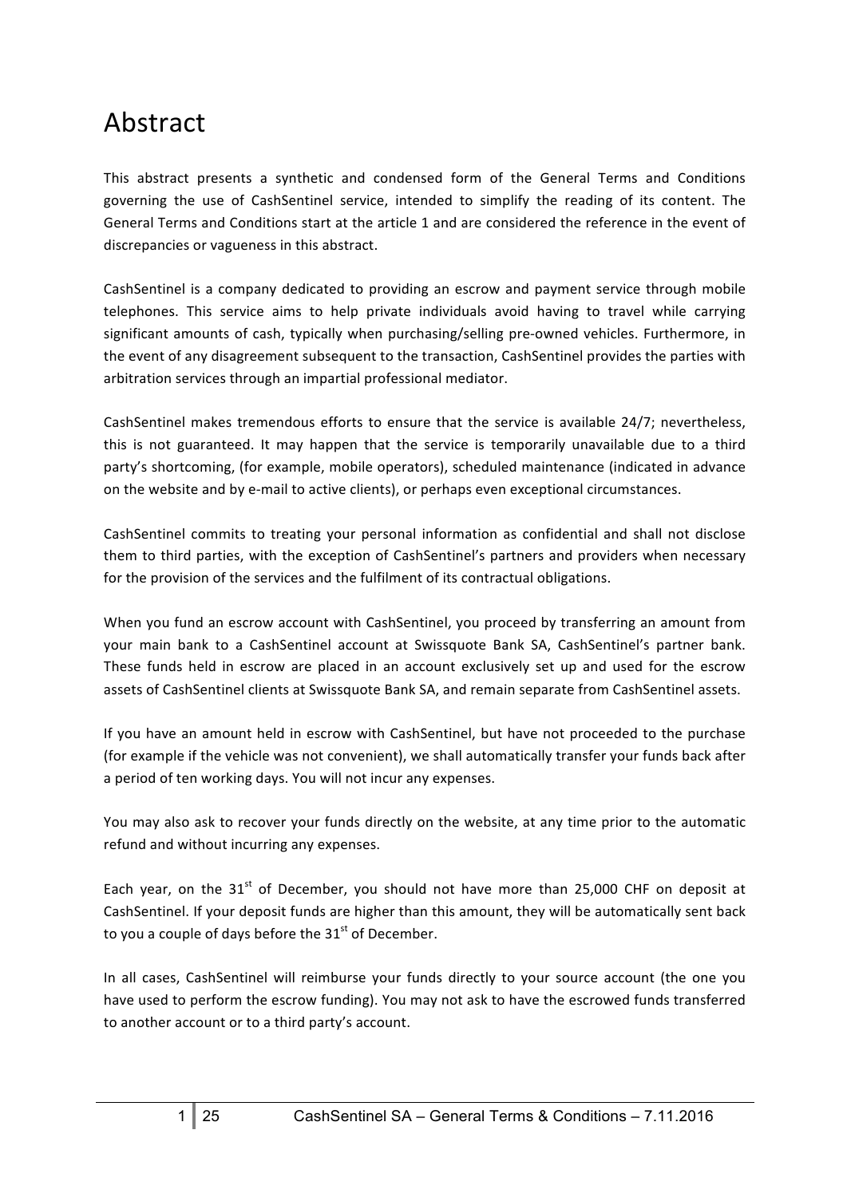# Abstract

This abstract presents a synthetic and condensed form of the General Terms and Conditions governing the use of CashSentinel service, intended to simplify the reading of its content. The General Terms and Conditions start at the article 1 and are considered the reference in the event of discrepancies or vagueness in this abstract.

CashSentinel is a company dedicated to providing an escrow and payment service through mobile telephones. This service aims to help private individuals avoid having to travel while carrying significant amounts of cash, typically when purchasing/selling pre-owned vehicles. Furthermore, in the event of any disagreement subsequent to the transaction, CashSentinel provides the parties with arbitration services through an impartial professional mediator.

CashSentinel makes tremendous efforts to ensure that the service is available 24/7; nevertheless, this is not guaranteed. It may happen that the service is temporarily unavailable due to a third party's shortcoming, (for example, mobile operators), scheduled maintenance (indicated in advance on the website and by e-mail to active clients), or perhaps even exceptional circumstances.

CashSentinel commits to treating your personal information as confidential and shall not disclose them to third parties, with the exception of CashSentinel's partners and providers when necessary for the provision of the services and the fulfilment of its contractual obligations.

When you fund an escrow account with CashSentinel, you proceed by transferring an amount from your main bank to a CashSentinel account at Swissquote Bank SA, CashSentinel's partner bank. These funds held in escrow are placed in an account exclusively set up and used for the escrow assets of CashSentinel clients at Swissquote Bank SA, and remain separate from CashSentinel assets.

If you have an amount held in escrow with CashSentinel, but have not proceeded to the purchase (for example if the vehicle was not convenient), we shall automatically transfer your funds back after a period of ten working days. You will not incur any expenses.

You may also ask to recover your funds directly on the website, at any time prior to the automatic refund and without incurring any expenses.

Each year, on the 31st of December, you should not have more than 25,000 CHF on deposit at CashSentinel. If your deposit funds are higher than this amount, they will be automatically sent back to you a couple of days before the 31st of December.

In all cases, CashSentinel will reimburse your funds directly to your source account (the one you have used to perform the escrow funding). You may not ask to have the escrowed funds transferred to another account or to a third party's account.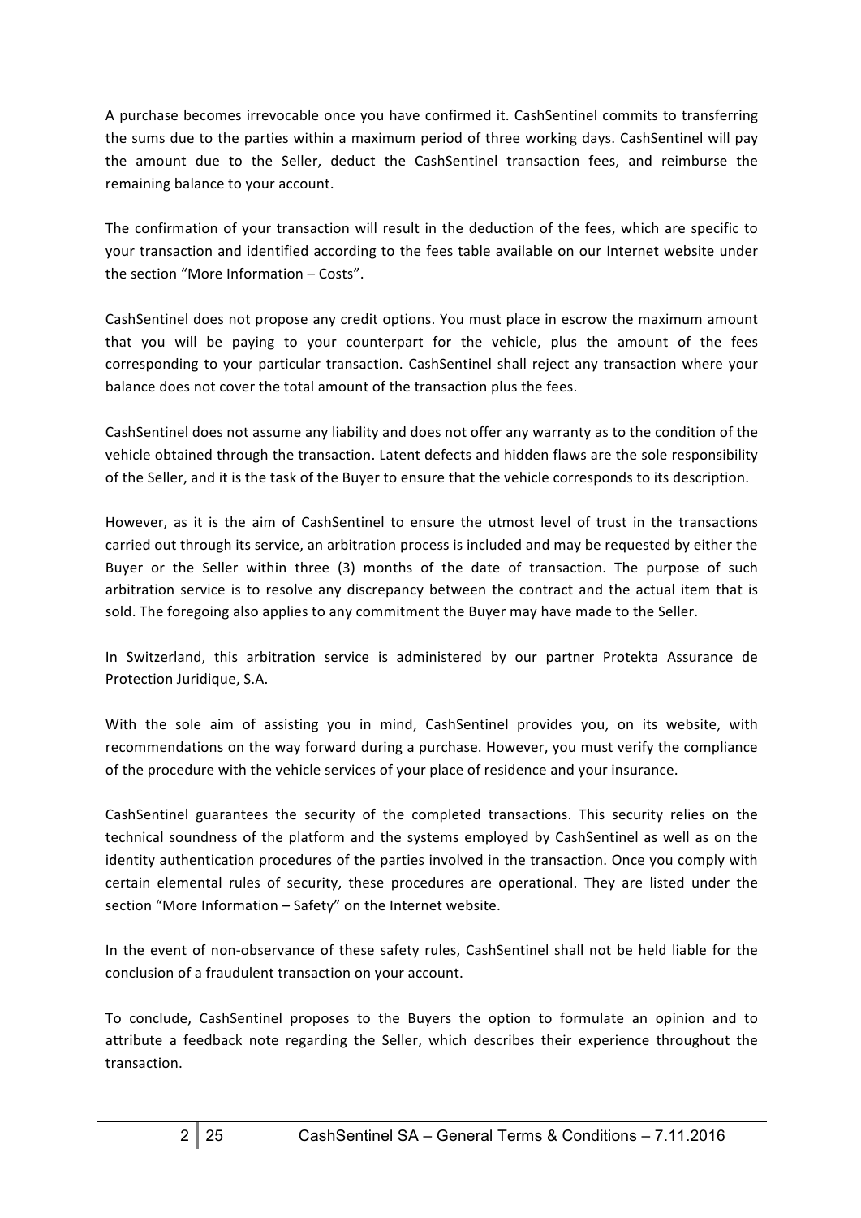A purchase becomes irrevocable once you have confirmed it. CashSentinel commits to transferring the sums due to the parties within a maximum period of three working days. CashSentinel will pay the amount due to the Seller, deduct the CashSentinel transaction fees, and reimburse the remaining balance to your account.

The confirmation of your transaction will result in the deduction of the fees, which are specific to your transaction and identified according to the fees table available on our Internet website under the section "More Information – Costs".

CashSentinel does not propose any credit options. You must place in escrow the maximum amount that you will be paying to your counterpart for the vehicle, plus the amount of the fees corresponding to your particular transaction. CashSentinel shall reject any transaction where your balance does not cover the total amount of the transaction plus the fees.

CashSentinel does not assume any liability and does not offer any warranty as to the condition of the vehicle obtained through the transaction. Latent defects and hidden flaws are the sole responsibility of the Seller, and it is the task of the Buyer to ensure that the vehicle corresponds to its description.

However, as it is the aim of CashSentinel to ensure the utmost level of trust in the transactions carried out through its service, an arbitration process is included and may be requested by either the Buyer or the Seller within three (3) months of the date of transaction. The purpose of such arbitration service is to resolve any discrepancy between the contract and the actual item that is sold. The foregoing also applies to any commitment the Buyer may have made to the Seller.

In Switzerland, this arbitration service is administered by our partner Protekta Assurance de Protection Juridique, S.A.

With the sole aim of assisting you in mind, CashSentinel provides you, on its website, with recommendations on the way forward during a purchase. However, you must verify the compliance of the procedure with the vehicle services of your place of residence and your insurance.

CashSentinel guarantees the security of the completed transactions. This security relies on the technical soundness of the platform and the systems employed by CashSentinel as well as on the identity authentication procedures of the parties involved in the transaction. Once you comply with certain elemental rules of security, these procedures are operational. They are listed under the section "More Information – Safety" on the Internet website.

In the event of non-observance of these safety rules, CashSentinel shall not be held liable for the conclusion of a fraudulent transaction on your account.

To conclude, CashSentinel proposes to the Buyers the option to formulate an opinion and to attribute a feedback note regarding the Seller, which describes their experience throughout the transaction.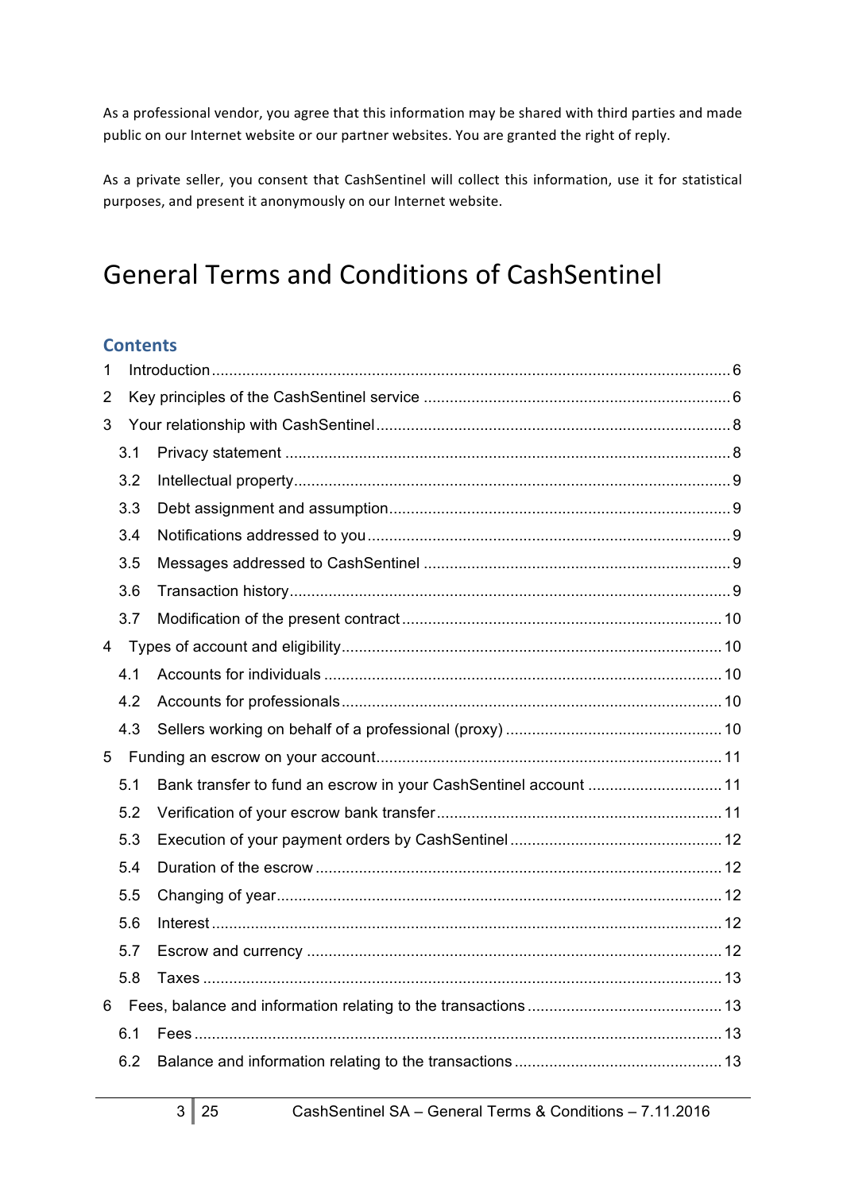As a professional vendor, you agree that this information may be shared with third parties and made public on our Internet website or our partner websites. You are granted the right of reply.

As a private seller, you consent that CashSentinel will collect this information, use it for statistical purposes, and present it anonymously on our Internet website.

# General Terms and Conditions of CashSentinel

## Contents

1 Introduction ........ 6

2 Key principles of the CashSentinel service ........ 6

3 Your relationship with CashSentinel ........ 8

- 3.1 Privacy statement ........ 8
- 3.2 Intellectual property ........ 9
- 3.3 Debt assignment and assumption ........ 9
- 3.4 Notifications addressed to you ........ 9
- 3.5 Messages addressed to CashSentinel ........ 9
- 3.6 Transaction history ........ 9
- 3.7 Modification of the present contract ........ 10

4 Types of account and eligibility ........ 10

- 4.1 Accounts for individuals ........ 10
- 4.2 Accounts for professionals ........ 10
- 4.3 Sellers working on behalf of a professional (proxy) ........ 10

5 Funding an escrow on your account ........ 11

- 5.1 Bank transfer to fund an escrow in your CashSentinel account ........ 11
- 5.2 Verification of your escrow bank transfer ........ 11
- 5.3 Execution of your payment orders by CashSentinel ........ 12
- 5.4 Duration of the escrow ........ 12
- 5.5 Changing of year ........ 12
- 5.6 Interest ........ 12
- 5.7 Escrow and currency ........ 12
- 5.8 Taxes ........ 13

6 Fees, balance and information relating to the transactions ........ 13

- 6.1 Fees ........ 13
- 6.2 Balance and information relating to the transactions ........ 13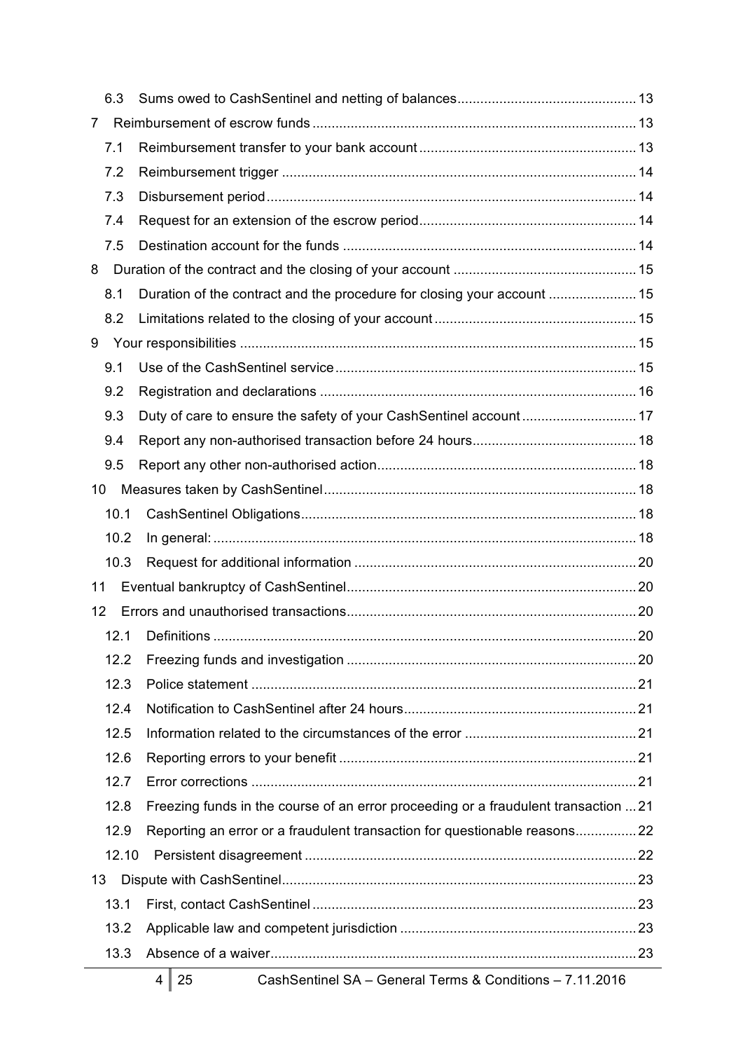- 6.3 Sums owed to CashSentinel and netting of balances ... 13
- 7 Reimbursement of escrow funds ... 13
  - 7.1 Reimbursement transfer to your bank account ... 13
  - 7.2 Reimbursement trigger ... 14
  - 7.3 Disbursement period ... 14
  - 7.4 Request for an extension of the escrow period ... 14
  - 7.5 Destination account for the funds ... 14
- 8 Duration of the contract and the closing of your account ... 15
  - 8.1 Duration of the contract and the procedure for closing your account ... 15
  - 8.2 Limitations related to the closing of your account ... 15
- 9 Your responsibilities ... 15
  - 9.1 Use of the CashSentinel service ... 15
  - 9.2 Registration and declarations ... 16
  - 9.3 Duty of care to ensure the safety of your CashSentinel account ... 17
  - 9.4 Report any non-authorised transaction before 24 hours ... 18
  - 9.5 Report any other non-authorised action ... 18
- 10 Measures taken by CashSentinel ... 18
  - 10.1 CashSentinel Obligations ... 18
  - 10.2 In general: ... 18
  - 10.3 Request for additional information ... 20
- 11 Eventual bankruptcy of CashSentinel ... 20
- 12 Errors and unauthorised transactions ... 20
  - 12.1 Definitions ... 20
  - 12.2 Freezing funds and investigation ... 20
  - 12.3 Police statement ... 21
  - 12.4 Notification to CashSentinel after 24 hours ... 21
  - 12.5 Information related to the circumstances of the error ... 21
  - 12.6 Reporting errors to your benefit ... 21
  - 12.7 Error corrections ... 21
  - 12.8 Freezing funds in the course of an error proceeding or a fraudulent transaction ... 21
  - 12.9 Reporting an error or a fraudulent transaction for questionable reasons ... 22
  - 12.10 Persistent disagreement ... 22
- 13 Dispute with CashSentinel ... 23
  - 13.1 First, contact CashSentinel ... 23
  - 13.2 Applicable law and competent jurisdiction ... 23
  - 13.3 Absence of a waiver ... 23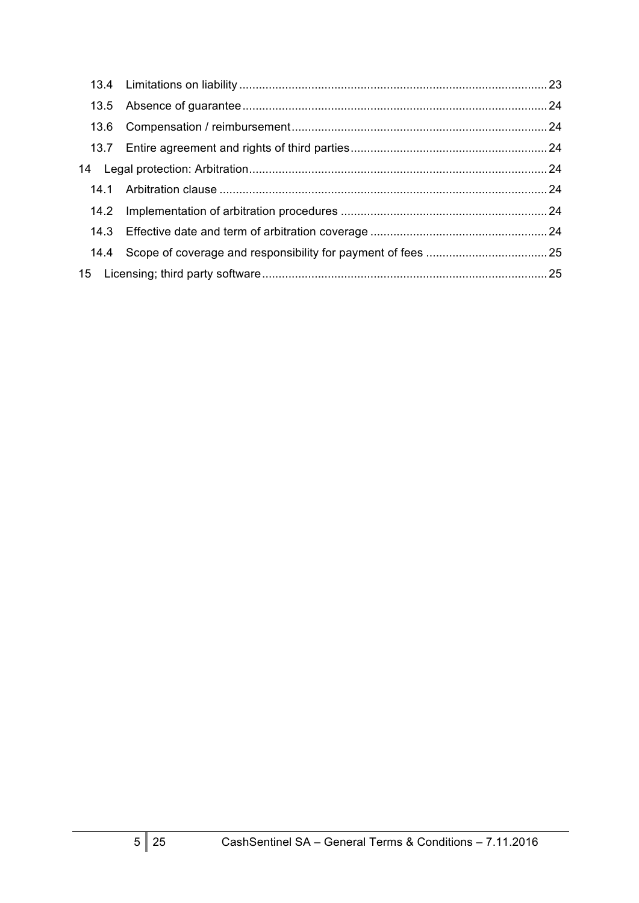13.4 Limitations on liability ........ 23

13.5 Absence of guarantee ........ 24

13.6 Compensation / reimbursement ........ 24

13.7 Entire agreement and rights of third parties ........ 24

14 Legal protection: Arbitration ........ 24

14.1 Arbitration clause ........ 24

14.2 Implementation of arbitration procedures ........ 24

14.3 Effective date and term of arbitration coverage ........ 24

14.4 Scope of coverage and responsibility for payment of fees ........ 25

15 Licensing; third party software ........ 25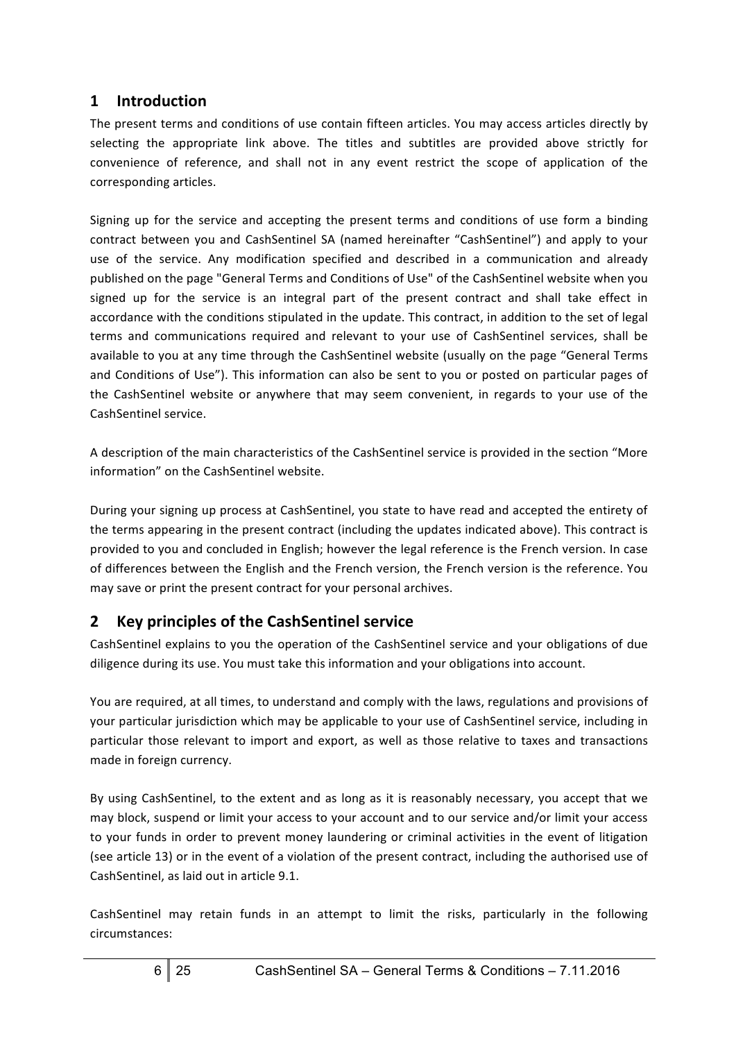## 1 Introduction

The present terms and conditions of use contain fifteen articles. You may access articles directly by selecting the appropriate link above. The titles and subtitles are provided above strictly for convenience of reference, and shall not in any event restrict the scope of application of the corresponding articles.

Signing up for the service and accepting the present terms and conditions of use form a binding contract between you and CashSentinel SA (named hereinafter "CashSentinel") and apply to your use of the service. Any modification specified and described in a communication and already published on the page "General Terms and Conditions of Use" of the CashSentinel website when you signed up for the service is an integral part of the present contract and shall take effect in accordance with the conditions stipulated in the update. This contract, in addition to the set of legal terms and communications required and relevant to your use of CashSentinel services, shall be available to you at any time through the CashSentinel website (usually on the page "General Terms and Conditions of Use"). This information can also be sent to you or posted on particular pages of the CashSentinel website or anywhere that may seem convenient, in regards to your use of the CashSentinel service.

A description of the main characteristics of the CashSentinel service is provided in the section "More information" on the CashSentinel website.

During your signing up process at CashSentinel, you state to have read and accepted the entirety of the terms appearing in the present contract (including the updates indicated above). This contract is provided to you and concluded in English; however the legal reference is the French version. In case of differences between the English and the French version, the French version is the reference. You may save or print the present contract for your personal archives.

## 2 Key principles of the CashSentinel service

CashSentinel explains to you the operation of the CashSentinel service and your obligations of due diligence during its use. You must take this information and your obligations into account.

You are required, at all times, to understand and comply with the laws, regulations and provisions of your particular jurisdiction which may be applicable to your use of CashSentinel service, including in particular those relevant to import and export, as well as those relative to taxes and transactions made in foreign currency.

By using CashSentinel, to the extent and as long as it is reasonably necessary, you accept that we may block, suspend or limit your access to your account and to our service and/or limit your access to your funds in order to prevent money laundering or criminal activities in the event of litigation (see article 13) or in the event of a violation of the present contract, including the authorised use of CashSentinel, as laid out in article 9.1.

CashSentinel may retain funds in an attempt to limit the risks, particularly in the following circumstances: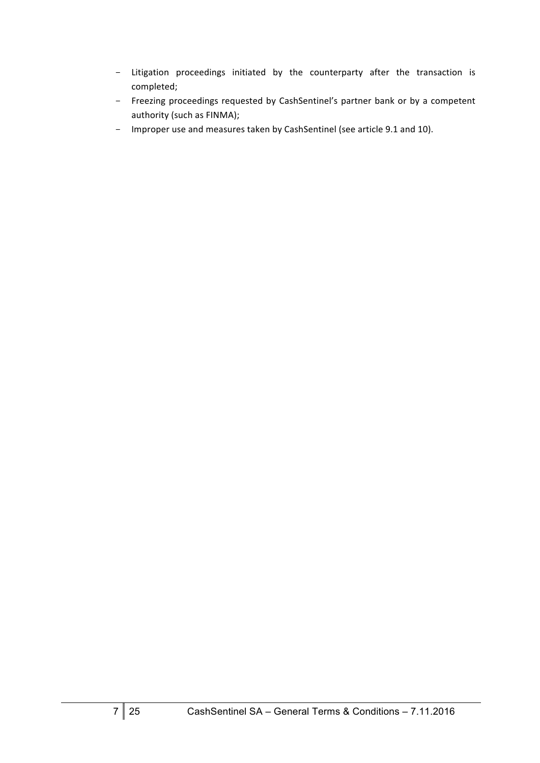- Litigation proceedings initiated by the counterparty after the transaction is completed;
- Freezing proceedings requested by CashSentinel's partner bank or by a competent authority (such as FINMA);
- Improper use and measures taken by CashSentinel (see article 9.1 and 10).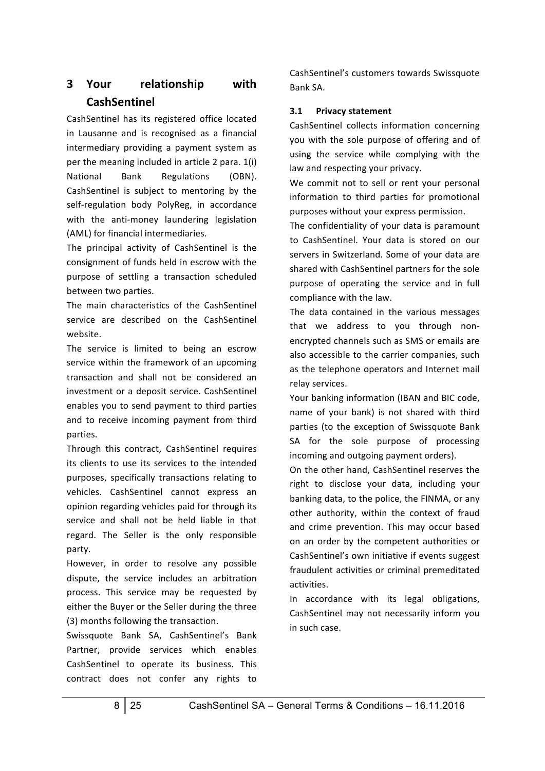# 3 Your relationship with CashSentinel

CashSentinel has its registered office located in Lausanne and is recognised as a financial intermediary providing a payment system as per the meaning included in article 2 para. 1(i) National Bank Regulations (OBN). CashSentinel is subject to mentoring by the self-regulation body PolyReg, in accordance with the anti-money laundering legislation (AML) for financial intermediaries.

The principal activity of CashSentinel is the consignment of funds held in escrow with the purpose of settling a transaction scheduled between two parties.

The main characteristics of the CashSentinel service are described on the CashSentinel website.

The service is limited to being an escrow service within the framework of an upcoming transaction and shall not be considered an investment or a deposit service. CashSentinel enables you to send payment to third parties and to receive incoming payment from third parties.

Through this contract, CashSentinel requires its clients to use its services to the intended purposes, specifically transactions relating to vehicles. CashSentinel cannot express an opinion regarding vehicles paid for through its service and shall not be held liable in that regard. The Seller is the only responsible party.

However, in order to resolve any possible dispute, the service includes an arbitration process. This service may be requested by either the Buyer or the Seller during the three (3) months following the transaction.

Swissquote Bank SA, CashSentinel's Bank Partner, provide services which enables CashSentinel to operate its business. This contract does not confer any rights to CashSentinel's customers towards Swissquote Bank SA.

## 3.1 Privacy statement

CashSentinel collects information concerning you with the sole purpose of offering and of using the service while complying with the law and respecting your privacy.

We commit not to sell or rent your personal information to third parties for promotional purposes without your express permission.

The confidentiality of your data is paramount to CashSentinel. Your data is stored on our servers in Switzerland. Some of your data are shared with CashSentinel partners for the sole purpose of operating the service and in full compliance with the law.

The data contained in the various messages that we address to you through non-encrypted channels such as SMS or emails are also accessible to the carrier companies, such as the telephone operators and Internet mail relay services.

Your banking information (IBAN and BIC code, name of your bank) is not shared with third parties (to the exception of Swissquote Bank SA for the sole purpose of processing incoming and outgoing payment orders).

On the other hand, CashSentinel reserves the right to disclose your data, including your banking data, to the police, the FINMA, or any other authority, within the context of fraud and crime prevention. This may occur based on an order by the competent authorities or CashSentinel's own initiative if events suggest fraudulent activities or criminal premeditated activities.

In accordance with its legal obligations, CashSentinel may not necessarily inform you in such case.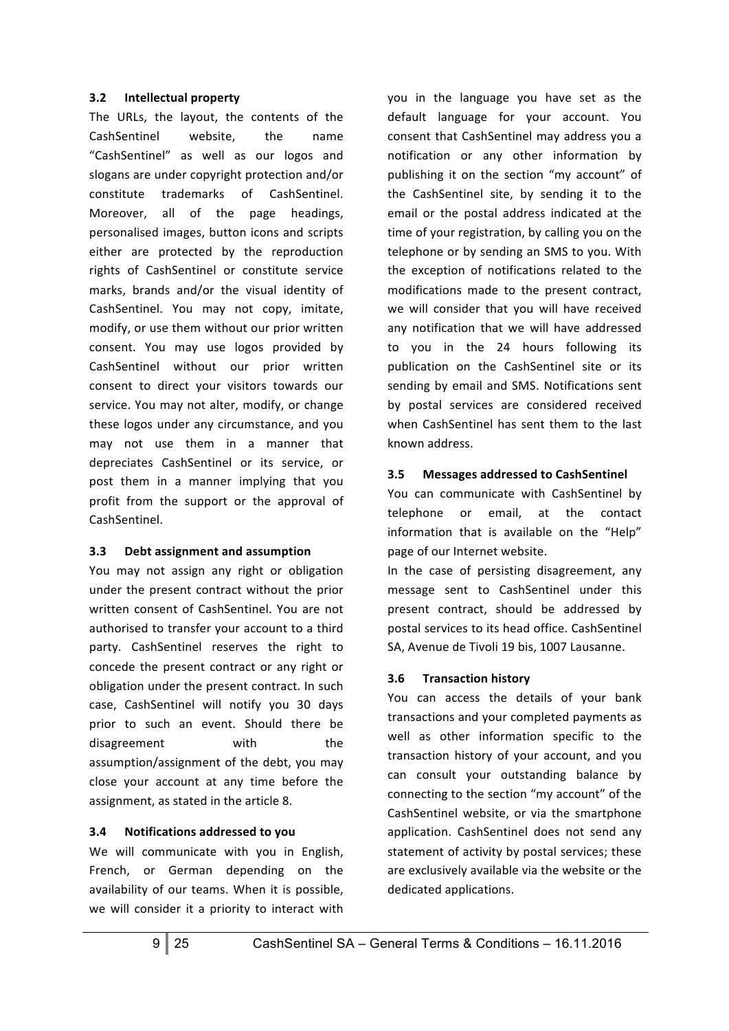### 3.2 Intellectual property

The URLs, the layout, the contents of the CashSentinel website, the name "CashSentinel" as well as our logos and slogans are under copyright protection and/or constitute trademarks of CashSentinel. Moreover, all of the page headings, personalised images, button icons and scripts either are protected by the reproduction rights of CashSentinel or constitute service marks, brands and/or the visual identity of CashSentinel. You may not copy, imitate, modify, or use them without our prior written consent. You may use logos provided by CashSentinel without our prior written consent to direct your visitors towards our service. You may not alter, modify, or change these logos under any circumstance, and you may not use them in a manner that depreciates CashSentinel or its service, or post them in a manner implying that you profit from the support or the approval of CashSentinel.

### 3.3 Debt assignment and assumption

You may not assign any right or obligation under the present contract without the prior written consent of CashSentinel. You are not authorised to transfer your account to a third party. CashSentinel reserves the right to concede the present contract or any right or obligation under the present contract. In such case, CashSentinel will notify you 30 days prior to such an event. Should there be disagreement with the assumption/assignment of the debt, you may close your account at any time before the assignment, as stated in the article 8.

### 3.4 Notifications addressed to you

We will communicate with you in English, French, or German depending on the availability of our teams. When it is possible, we will consider it a priority to interact with you in the language you have set as the default language for your account. You consent that CashSentinel may address you a notification or any other information by publishing it on the section "my account" of the CashSentinel site, by sending it to the email or the postal address indicated at the time of your registration, by calling you on the telephone or by sending an SMS to you. With the exception of notifications related to the modifications made to the present contract, we will consider that you will have received any notification that we will have addressed to you in the 24 hours following its publication on the CashSentinel site or its sending by email and SMS. Notifications sent by postal services are considered received when CashSentinel has sent them to the last known address.

### 3.5 Messages addressed to CashSentinel

You can communicate with CashSentinel by telephone or email, at the contact information that is available on the "Help" page of our Internet website.

In the case of persisting disagreement, any message sent to CashSentinel under this present contract, should be addressed by postal services to its head office. CashSentinel SA, Avenue de Tivoli 19 bis, 1007 Lausanne.

### 3.6 Transaction history

You can access the details of your bank transactions and your completed payments as well as other information specific to the transaction history of your account, and you can consult your outstanding balance by connecting to the section "my account" of the CashSentinel website, or via the smartphone application. CashSentinel does not send any statement of activity by postal services; these are exclusively available via the website or the dedicated applications.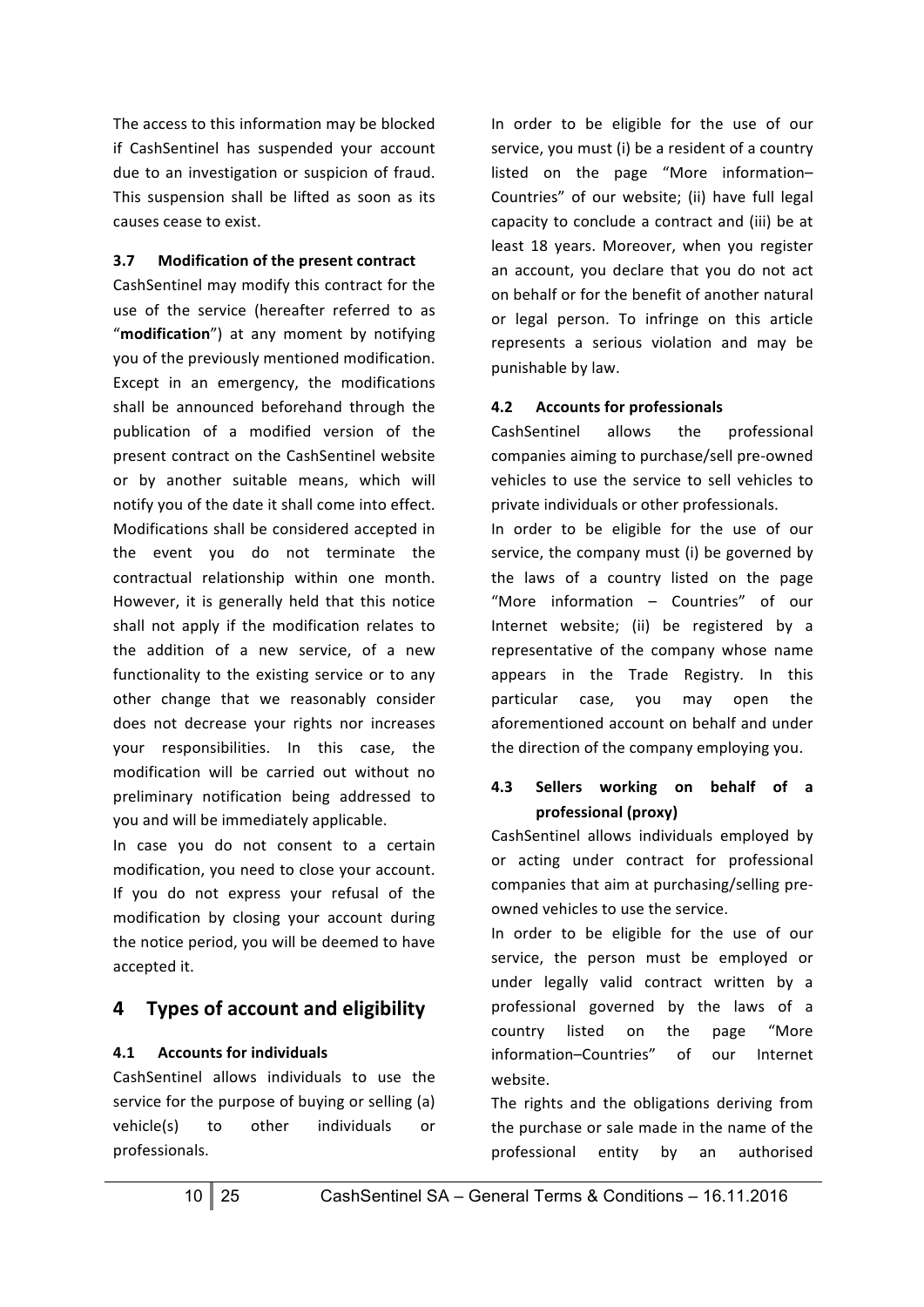The access to this information may be blocked if CashSentinel has suspended your account due to an investigation or suspicion of fraud. This suspension shall be lifted as soon as its causes cease to exist.

### 3.7 Modification of the present contract

CashSentinel may modify this contract for the use of the service (hereafter referred to as "**modification**") at any moment by notifying you of the previously mentioned modification. Except in an emergency, the modifications shall be announced beforehand through the publication of a modified version of the present contract on the CashSentinel website or by another suitable means, which will notify you of the date it shall come into effect. Modifications shall be considered accepted in the event you do not terminate the contractual relationship within one month. However, it is generally held that this notice shall not apply if the modification relates to the addition of a new service, of a new functionality to the existing service or to any other change that we reasonably consider does not decrease your rights nor increases your responsibilities. In this case, the modification will be carried out without no preliminary notification being addressed to you and will be immediately applicable.

In case you do not consent to a certain modification, you need to close your account. If you do not express your refusal of the modification by closing your account during the notice period, you will be deemed to have accepted it.

## 4 Types of account and eligibility

### 4.1 Accounts for individuals

CashSentinel allows individuals to use the service for the purpose of buying or selling (a) vehicle(s) to other individuals or professionals.

In order to be eligible for the use of our service, you must (i) be a resident of a country listed on the page "More information–Countries" of our website; (ii) have full legal capacity to conclude a contract and (iii) be at least 18 years. Moreover, when you register an account, you declare that you do not act on behalf or for the benefit of another natural or legal person. To infringe on this article represents a serious violation and may be punishable by law.

### 4.2 Accounts for professionals

CashSentinel allows the professional companies aiming to purchase/sell pre-owned vehicles to use the service to sell vehicles to private individuals or other professionals.

In order to be eligible for the use of our service, the company must (i) be governed by the laws of a country listed on the page "More information – Countries" of our Internet website; (ii) be registered by a representative of the company whose name appears in the Trade Registry. In this particular case, you may open the aforementioned account on behalf and under the direction of the company employing you.

### 4.3 Sellers working on behalf of a professional (proxy)

CashSentinel allows individuals employed by or acting under contract for professional companies that aim at purchasing/selling pre-owned vehicles to use the service.

In order to be eligible for the use of our service, the person must be employed or under legally valid contract written by a professional governed by the laws of a country listed on the page "More information–Countries" of our Internet website.

The rights and the obligations deriving from the purchase or sale made in the name of the professional entity by an authorised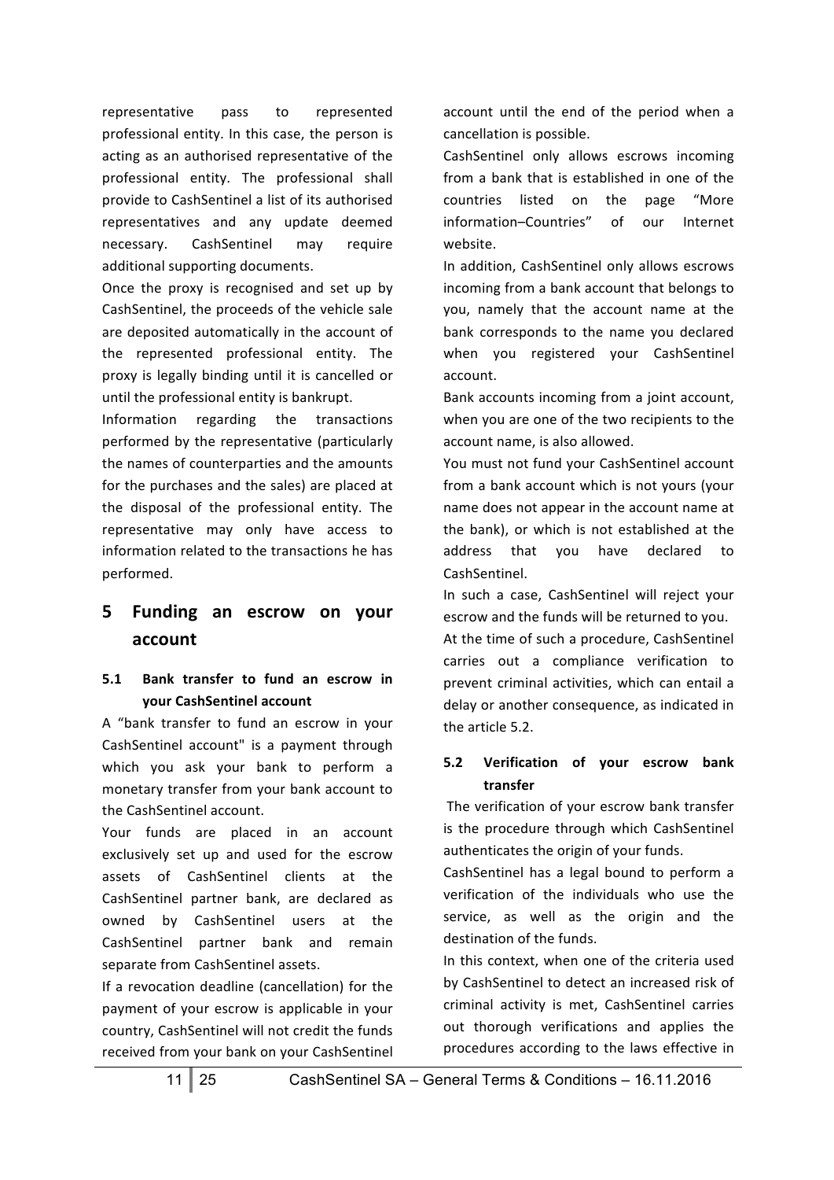representative pass to represented professional entity. In this case, the person is acting as an authorised representative of the professional entity. The professional shall provide to CashSentinel a list of its authorised representatives and any update deemed necessary. CashSentinel may require additional supporting documents.

Once the proxy is recognised and set up by CashSentinel, the proceeds of the vehicle sale are deposited automatically in the account of the represented professional entity. The proxy is legally binding until it is cancelled or until the professional entity is bankrupt.

Information regarding the transactions performed by the representative (particularly the names of counterparties and the amounts for the purchases and the sales) are placed at the disposal of the professional entity. The representative may only have access to information related to the transactions he has performed.

## 5 Funding an escrow on your account

### 5.1 Bank transfer to fund an escrow in your CashSentinel account

A "bank transfer to fund an escrow in your CashSentinel account" is a payment through which you ask your bank to perform a monetary transfer from your bank account to the CashSentinel account.

Your funds are placed in an account exclusively set up and used for the escrow assets of CashSentinel clients at the CashSentinel partner bank, are declared as owned by CashSentinel users at the CashSentinel partner bank and remain separate from CashSentinel assets.

If a revocation deadline (cancellation) for the payment of your escrow is applicable in your country, CashSentinel will not credit the funds received from your bank on your CashSentinel account until the end of the period when a cancellation is possible.

CashSentinel only allows escrows incoming from a bank that is established in one of the countries listed on the page "More information–Countries" of our Internet website.

In addition, CashSentinel only allows escrows incoming from a bank account that belongs to you, namely that the account name at the bank corresponds to the name you declared when you registered your CashSentinel account.

Bank accounts incoming from a joint account, when you are one of the two recipients to the account name, is also allowed.

You must not fund your CashSentinel account from a bank account which is not yours (your name does not appear in the account name at the bank), or which is not established at the address that you have declared to CashSentinel.

In such a case, CashSentinel will reject your escrow and the funds will be returned to you.

At the time of such a procedure, CashSentinel carries out a compliance verification to prevent criminal activities, which can entail a delay or another consequence, as indicated in the article 5.2.

### 5.2 Verification of your escrow bank transfer

The verification of your escrow bank transfer is the procedure through which CashSentinel authenticates the origin of your funds.

CashSentinel has a legal bound to perform a verification of the individuals who use the service, as well as the origin and the destination of the funds.

In this context, when one of the criteria used by CashSentinel to detect an increased risk of criminal activity is met, CashSentinel carries out thorough verifications and applies the procedures according to the laws effective in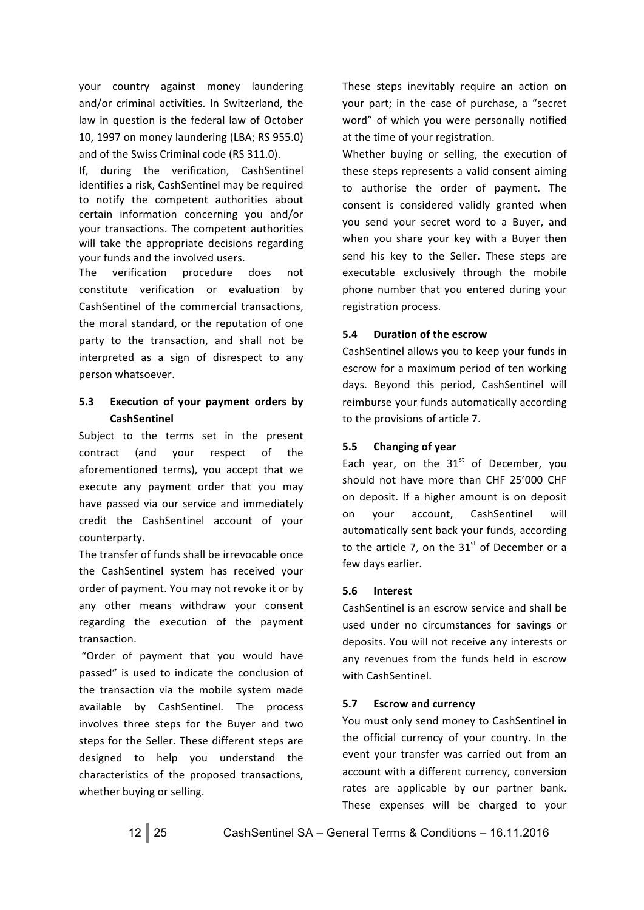your country against money laundering and/or criminal activities. In Switzerland, the law in question is the federal law of October 10, 1997 on money laundering (LBA; RS 955.0) and of the Swiss Criminal code (RS 311.0).

If, during the verification, CashSentinel identifies a risk, CashSentinel may be required to notify the competent authorities about certain information concerning you and/or your transactions. The competent authorities will take the appropriate decisions regarding your funds and the involved users.

The verification procedure does not constitute verification or evaluation by CashSentinel of the commercial transactions, the moral standard, or the reputation of one party to the transaction, and shall not be interpreted as a sign of disrespect to any person whatsoever.

### 5.3 Execution of your payment orders by CashSentinel

Subject to the terms set in the present contract (and your respect of the aforementioned terms), you accept that we execute any payment order that you may have passed via our service and immediately credit the CashSentinel account of your counterparty.

The transfer of funds shall be irrevocable once the CashSentinel system has received your order of payment. You may not revoke it or by any other means withdraw your consent regarding the execution of the payment transaction.

"Order of payment that you would have passed" is used to indicate the conclusion of the transaction via the mobile system made available by CashSentinel. The process involves three steps for the Buyer and two steps for the Seller. These different steps are designed to help you understand the characteristics of the proposed transactions, whether buying or selling.

These steps inevitably require an action on your part; in the case of purchase, a "secret word" of which you were personally notified at the time of your registration.

Whether buying or selling, the execution of these steps represents a valid consent aiming to authorise the order of payment. The consent is considered validly granted when you send your secret word to a Buyer, and when you share your key with a Buyer then send his key to the Seller. These steps are executable exclusively through the mobile phone number that you entered during your registration process.

### 5.4 Duration of the escrow

CashSentinel allows you to keep your funds in escrow for a maximum period of ten working days. Beyond this period, CashSentinel will reimburse your funds automatically according to the provisions of article 7.

### 5.5 Changing of year

Each year, on the 31st of December, you should not have more than CHF 25'000 CHF on deposit. If a higher amount is on deposit on your account, CashSentinel will automatically sent back your funds, according to the article 7, on the 31st of December or a few days earlier.

### 5.6 Interest

CashSentinel is an escrow service and shall be used under no circumstances for savings or deposits. You will not receive any interests or any revenues from the funds held in escrow with CashSentinel.

### 5.7 Escrow and currency

You must only send money to CashSentinel in the official currency of your country. In the event your transfer was carried out from an account with a different currency, conversion rates are applicable by our partner bank. These expenses will be charged to your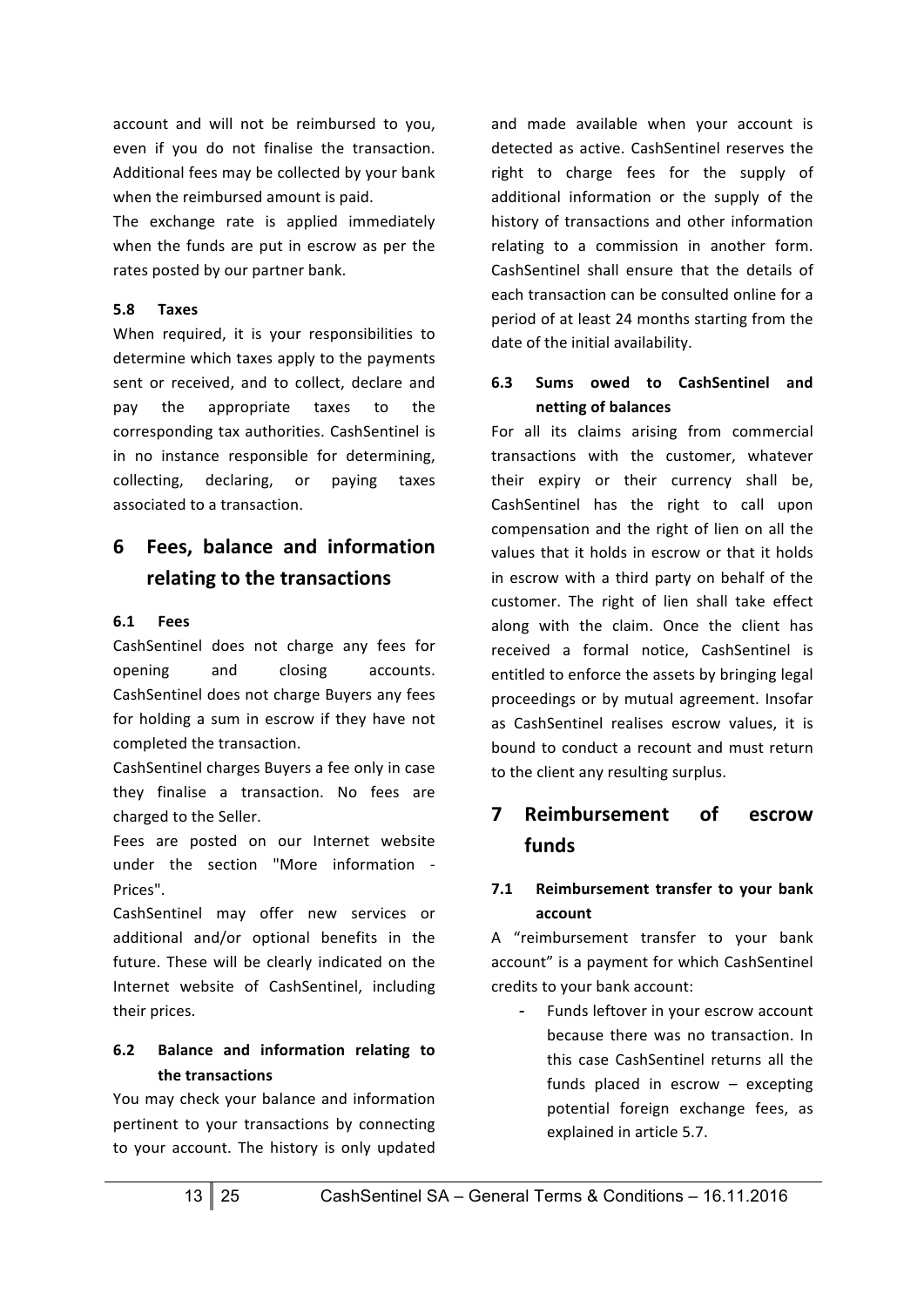account and will not be reimbursed to you, even if you do not finalise the transaction. Additional fees may be collected by your bank when the reimbursed amount is paid.

The exchange rate is applied immediately when the funds are put in escrow as per the rates posted by our partner bank.

### 5.8 Taxes

When required, it is your responsibilities to determine which taxes apply to the payments sent or received, and to collect, declare and pay the appropriate taxes to the corresponding tax authorities. CashSentinel is in no instance responsible for determining, collecting, declaring, or paying taxes associated to a transaction.

# 6 Fees, balance and information relating to the transactions

### 6.1 Fees

CashSentinel does not charge any fees for opening and closing accounts. CashSentinel does not charge Buyers any fees for holding a sum in escrow if they have not completed the transaction.

CashSentinel charges Buyers a fee only in case they finalise a transaction. No fees are charged to the Seller.

Fees are posted on our Internet website under the section "More information - Prices".

CashSentinel may offer new services or additional and/or optional benefits in the future. These will be clearly indicated on the Internet website of CashSentinel, including their prices.

### 6.2 Balance and information relating to the transactions

You may check your balance and information pertinent to your transactions by connecting to your account. The history is only updated and made available when your account is detected as active. CashSentinel reserves the right to charge fees for the supply of additional information or the supply of the history of transactions and other information relating to a commission in another form. CashSentinel shall ensure that the details of each transaction can be consulted online for a period of at least 24 months starting from the date of the initial availability.

### 6.3 Sums owed to CashSentinel and netting of balances

For all its claims arising from commercial transactions with the customer, whatever their expiry or their currency shall be, CashSentinel has the right to call upon compensation and the right of lien on all the values that it holds in escrow or that it holds in escrow with a third party on behalf of the customer. The right of lien shall take effect along with the claim. Once the client has received a formal notice, CashSentinel is entitled to enforce the assets by bringing legal proceedings or by mutual agreement. Insofar as CashSentinel realises escrow values, it is bound to conduct a recount and must return to the client any resulting surplus.

# 7 Reimbursement of escrow funds

### 7.1 Reimbursement transfer to your bank account

A “reimbursement transfer to your bank account” is a payment for which CashSentinel credits to your bank account:

- Funds leftover in your escrow account because there was no transaction. In this case CashSentinel returns all the funds placed in escrow – excepting potential foreign exchange fees, as explained in article 5.7.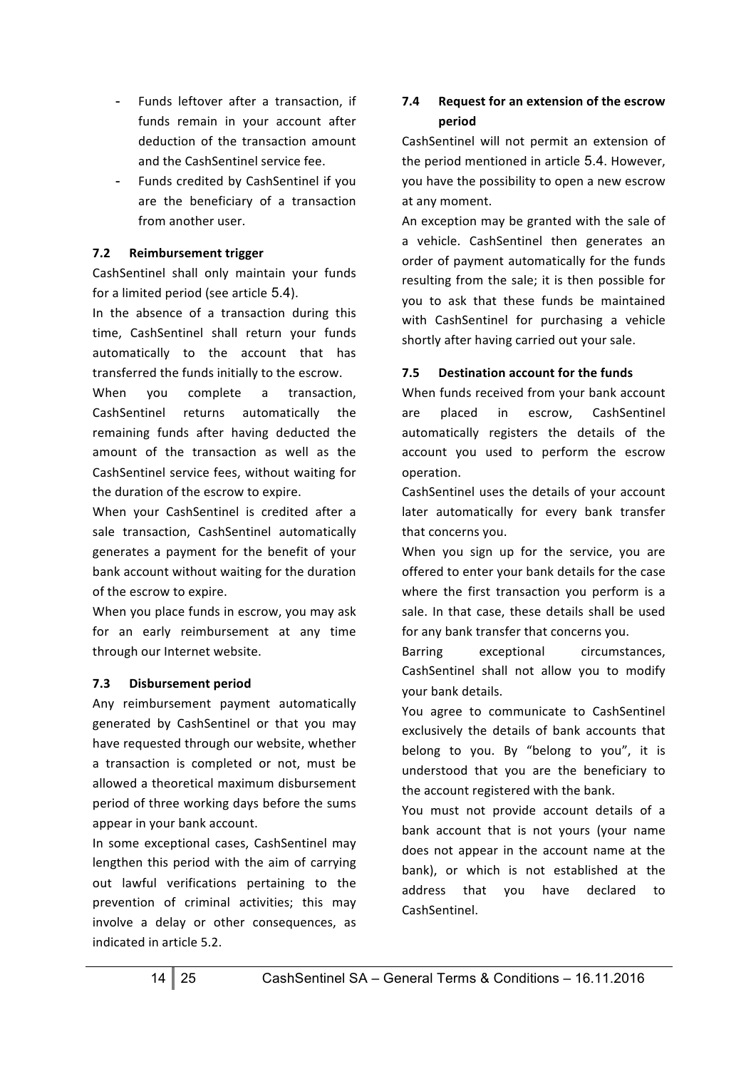- Funds leftover after a transaction, if funds remain in your account after deduction of the transaction amount and the CashSentinel service fee.
- Funds credited by CashSentinel if you are the beneficiary of a transaction from another user.

### 7.2 Reimbursement trigger

CashSentinel shall only maintain your funds for a limited period (see article 5.4).

In the absence of a transaction during this time, CashSentinel shall return your funds automatically to the account that has transferred the funds initially to the escrow.

When you complete a transaction, CashSentinel returns automatically the remaining funds after having deducted the amount of the transaction as well as the CashSentinel service fees, without waiting for the duration of the escrow to expire.

When your CashSentinel is credited after a sale transaction, CashSentinel automatically generates a payment for the benefit of your bank account without waiting for the duration of the escrow to expire.

When you place funds in escrow, you may ask for an early reimbursement at any time through our Internet website.

### 7.3 Disbursement period

Any reimbursement payment automatically generated by CashSentinel or that you may have requested through our website, whether a transaction is completed or not, must be allowed a theoretical maximum disbursement period of three working days before the sums appear in your bank account.

In some exceptional cases, CashSentinel may lengthen this period with the aim of carrying out lawful verifications pertaining to the prevention of criminal activities; this may involve a delay or other consequences, as indicated in article 5.2.

### 7.4 Request for an extension of the escrow period

CashSentinel will not permit an extension of the period mentioned in article 5.4. However, you have the possibility to open a new escrow at any moment.

An exception may be granted with the sale of a vehicle. CashSentinel then generates an order of payment automatically for the funds resulting from the sale; it is then possible for you to ask that these funds be maintained with CashSentinel for purchasing a vehicle shortly after having carried out your sale.

### 7.5 Destination account for the funds

When funds received from your bank account are placed in escrow, CashSentinel automatically registers the details of the account you used to perform the escrow operation.

CashSentinel uses the details of your account later automatically for every bank transfer that concerns you.

When you sign up for the service, you are offered to enter your bank details for the case where the first transaction you perform is a sale. In that case, these details shall be used for any bank transfer that concerns you.

Barring exceptional circumstances, CashSentinel shall not allow you to modify your bank details.

You agree to communicate to CashSentinel exclusively the details of bank accounts that belong to you. By "belong to you", it is understood that you are the beneficiary to the account registered with the bank.

You must not provide account details of a bank account that is not yours (your name does not appear in the account name at the bank), or which is not established at the address that you have declared to CashSentinel.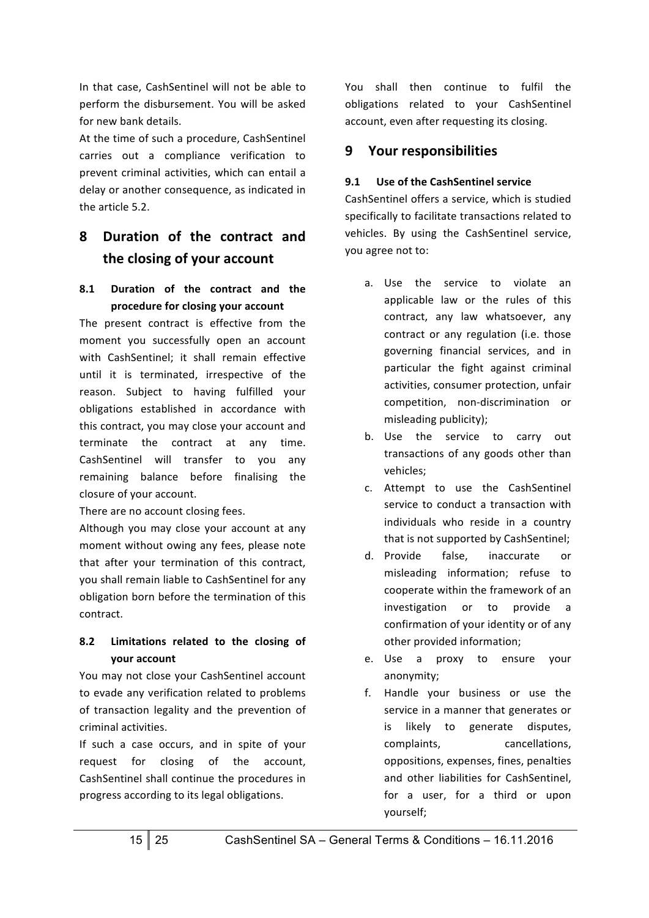In that case, CashSentinel will not be able to perform the disbursement. You will be asked for new bank details.

At the time of such a procedure, CashSentinel carries out a compliance verification to prevent criminal activities, which can entail a delay or another consequence, as indicated in the article 5.2.

# 8 Duration of the contract and the closing of your account

### 8.1 Duration of the contract and the procedure for closing your account

The present contract is effective from the moment you successfully open an account with CashSentinel; it shall remain effective until it is terminated, irrespective of the reason. Subject to having fulfilled your obligations established in accordance with this contract, you may close your account and terminate the contract at any time. CashSentinel will transfer to you any remaining balance before finalising the closure of your account.

There are no account closing fees.

Although you may close your account at any moment without owing any fees, please note that after your termination of this contract, you shall remain liable to CashSentinel for any obligation born before the termination of this contract.

### 8.2 Limitations related to the closing of your account

You may not close your CashSentinel account to evade any verification related to problems of transaction legality and the prevention of criminal activities.

If such a case occurs, and in spite of your request for closing of the account, CashSentinel shall continue the procedures in progress according to its legal obligations.

You shall then continue to fulfil the obligations related to your CashSentinel account, even after requesting its closing.

# 9 Your responsibilities

### 9.1 Use of the CashSentinel service

CashSentinel offers a service, which is studied specifically to facilitate transactions related to vehicles. By using the CashSentinel service, you agree not to:

a. Use the service to violate an applicable law or the rules of this contract, any law whatsoever, any contract or any regulation (i.e. those governing financial services, and in particular the fight against criminal activities, consumer protection, unfair competition, non-discrimination or misleading publicity);
b. Use the service to carry out transactions of any goods other than vehicles;
c. Attempt to use the CashSentinel service to conduct a transaction with individuals who reside in a country that is not supported by CashSentinel;
d. Provide false, inaccurate or misleading information; refuse to cooperate within the framework of an investigation or to provide a confirmation of your identity or of any other provided information;
e. Use a proxy to ensure your anonymity;
f. Handle your business or use the service in a manner that generates or is likely to generate disputes, complaints, cancellations, oppositions, expenses, fines, penalties and other liabilities for CashSentinel, for a user, for a third or upon yourself;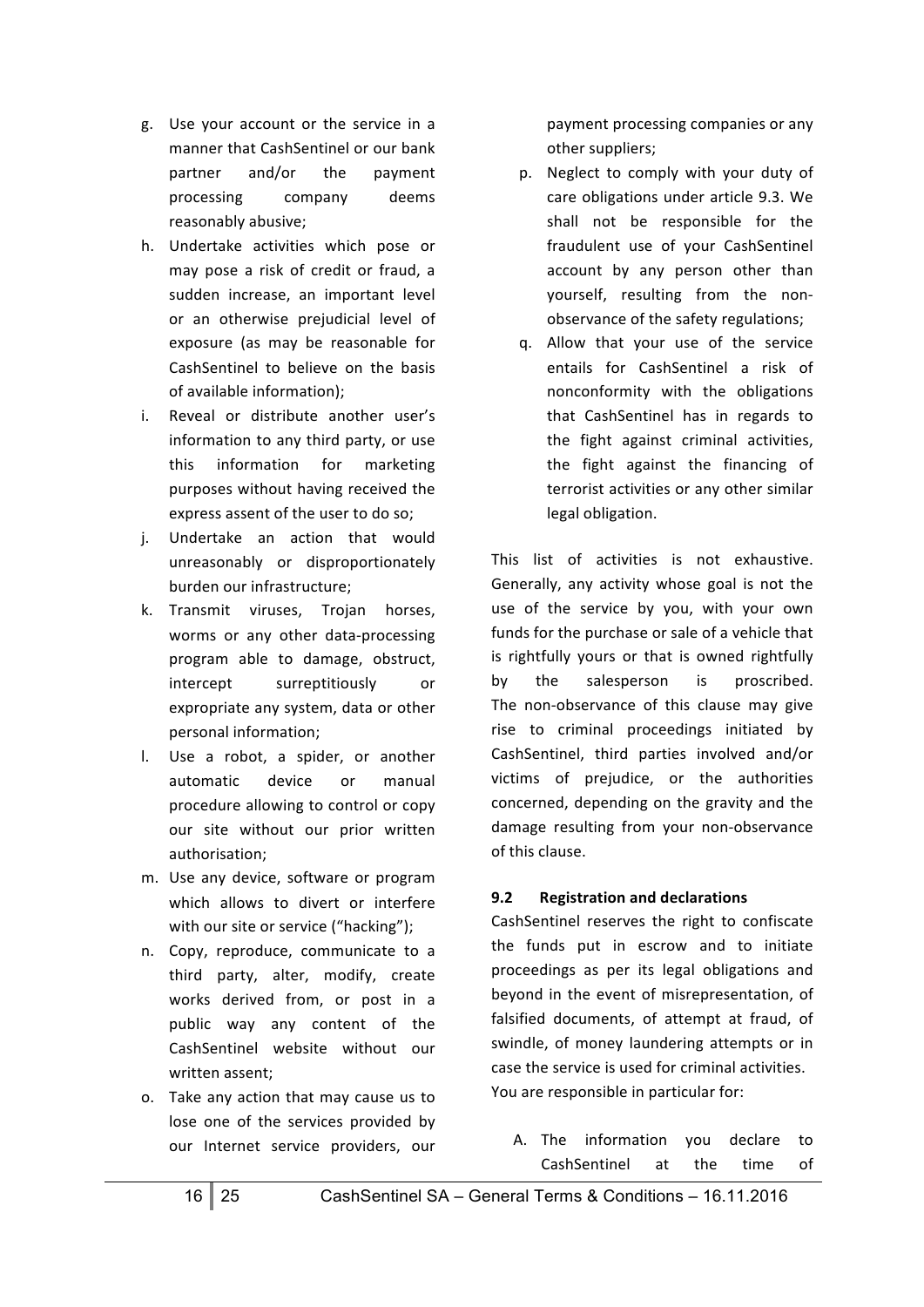g. Use your account or the service in a manner that CashSentinel or our bank partner and/or the payment processing company deems reasonably abusive;
h. Undertake activities which pose or may pose a risk of credit or fraud, a sudden increase, an important level or an otherwise prejudicial level of exposure (as may be reasonable for CashSentinel to believe on the basis of available information);
i. Reveal or distribute another user's information to any third party, or use this information for marketing purposes without having received the express assent of the user to do so;
j. Undertake an action that would unreasonably or disproportionately burden our infrastructure;
k. Transmit viruses, Trojan horses, worms or any other data-processing program able to damage, obstruct, intercept surreptitiously or expropriate any system, data or other personal information;
l. Use a robot, a spider, or another automatic device or manual procedure allowing to control or copy our site without our prior written authorisation;
m. Use any device, software or program which allows to divert or interfere with our site or service ("hacking");
n. Copy, reproduce, communicate to a third party, alter, modify, create works derived from, or post in a public way any content of the CashSentinel website without our written assent;
o. Take any action that may cause us to lose one of the services provided by our Internet service providers, our payment processing companies or any other suppliers;
p. Neglect to comply with your duty of care obligations under article 9.3. We shall not be responsible for the fraudulent use of your CashSentinel account by any person other than yourself, resulting from the non-observance of the safety regulations;
q. Allow that your use of the service entails for CashSentinel a risk of nonconformity with the obligations that CashSentinel has in regards to the fight against criminal activities, the fight against the financing of terrorist activities or any other similar legal obligation.

This list of activities is not exhaustive. Generally, any activity whose goal is not the use of the service by you, with your own funds for the purchase or sale of a vehicle that is rightfully yours or that is owned rightfully by the salesperson is proscribed. The non-observance of this clause may give rise to criminal proceedings initiated by CashSentinel, third parties involved and/or victims of prejudice, or the authorities concerned, depending on the gravity and the damage resulting from your non-observance of this clause.

### 9.2 Registration and declarations

CashSentinel reserves the right to confiscate the funds put in escrow and to initiate proceedings as per its legal obligations and beyond in the event of misrepresentation, of falsified documents, of attempt at fraud, of swindle, of money laundering attempts or in case the service is used for criminal activities. You are responsible in particular for:

A. The information you declare to CashSentinel at the time of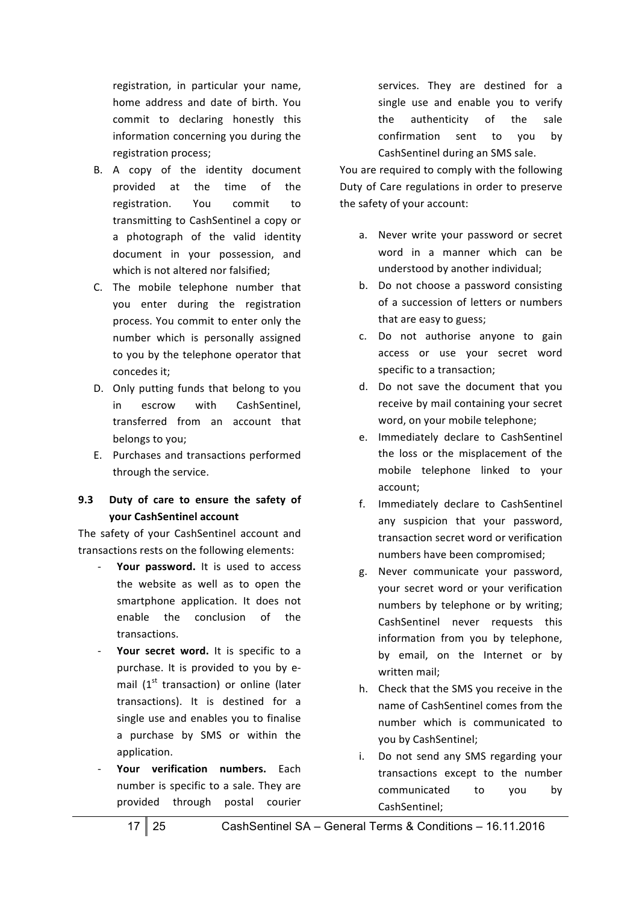registration, in particular your name, home address and date of birth. You commit to declaring honestly this information concerning you during the registration process;

B. A copy of the identity document provided at the time of the registration. You commit to transmitting to CashSentinel a copy or a photograph of the valid identity document in your possession, and which is not altered nor falsified;

C. The mobile telephone number that you enter during the registration process. You commit to enter only the number which is personally assigned to you by the telephone operator that concedes it;

D. Only putting funds that belong to you in escrow with CashSentinel, transferred from an account that belongs to you;

E. Purchases and transactions performed through the service.

### 9.3 Duty of care to ensure the safety of your CashSentinel account

The safety of your CashSentinel account and transactions rests on the following elements:

- **Your password.** It is used to access the website as well as to open the smartphone application. It does not enable the conclusion of the transactions.
- **Your secret word.** It is specific to a purchase. It is provided to you by e-mail (1st transaction) or online (later transactions). It is destined for a single use and enables you to finalise a purchase by SMS or within the application.
- **Your verification numbers.** Each number is specific to a sale. They are provided through postal courier services. They are destined for a single use and enable you to verify the authenticity of the sale confirmation sent to you by CashSentinel during an SMS sale.

You are required to comply with the following Duty of Care regulations in order to preserve the safety of your account:

a. Never write your password or secret word in a manner which can be understood by another individual;

b. Do not choose a password consisting of a succession of letters or numbers that are easy to guess;

c. Do not authorise anyone to gain access or use your secret word specific to a transaction;

d. Do not save the document that you receive by mail containing your secret word, on your mobile telephone;

e. Immediately declare to CashSentinel the loss or the misplacement of the mobile telephone linked to your account;

f. Immediately declare to CashSentinel any suspicion that your password, transaction secret word or verification numbers have been compromised;

g. Never communicate your password, your secret word or your verification numbers by telephone or by writing; CashSentinel never requests this information from you by telephone, by email, on the Internet or by written mail;

h. Check that the SMS you receive in the name of CashSentinel comes from the number which is communicated to you by CashSentinel;

i. Do not send any SMS regarding your transactions except to the number communicated to you by CashSentinel;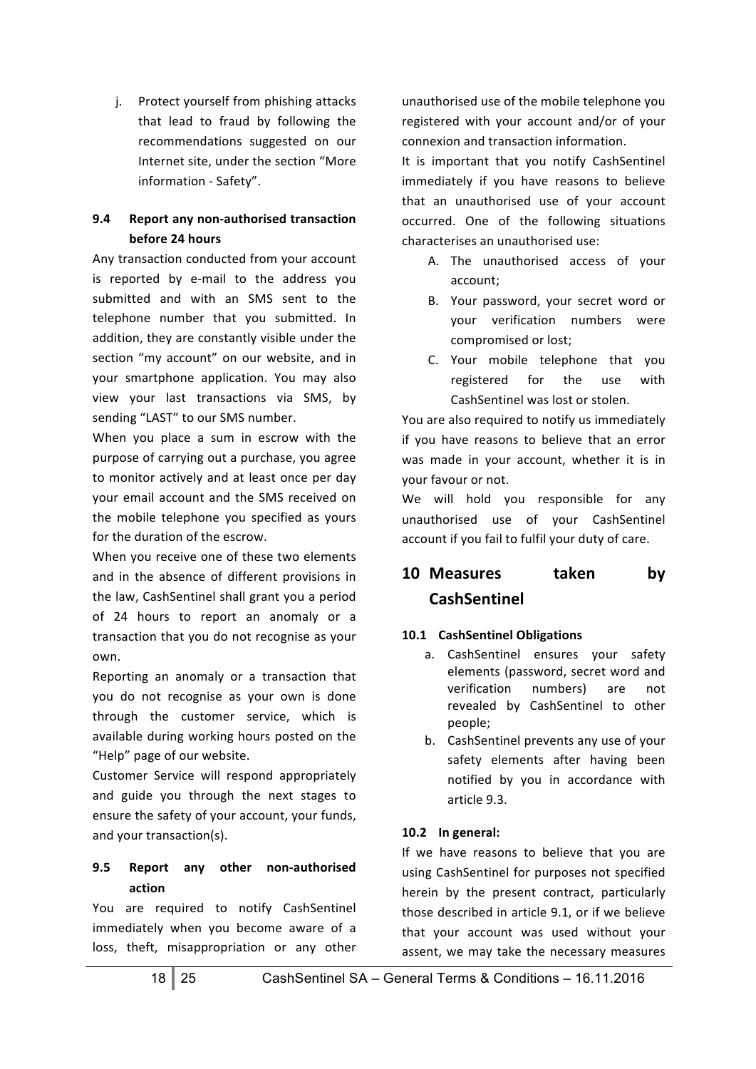j. Protect yourself from phishing attacks that lead to fraud by following the recommendations suggested on our Internet site, under the section "More information - Safety".

### 9.4 Report any non-authorised transaction before 24 hours

Any transaction conducted from your account is reported by e-mail to the address you submitted and with an SMS sent to the telephone number that you submitted. In addition, they are constantly visible under the section "my account" on our website, and in your smartphone application. You may also view your last transactions via SMS, by sending "LAST" to our SMS number.

When you place a sum in escrow with the purpose of carrying out a purchase, you agree to monitor actively and at least once per day your email account and the SMS received on the mobile telephone you specified as yours for the duration of the escrow.

When you receive one of these two elements and in the absence of different provisions in the law, CashSentinel shall grant you a period of 24 hours to report an anomaly or a transaction that you do not recognise as your own.

Reporting an anomaly or a transaction that you do not recognise as your own is done through the customer service, which is available during working hours posted on the "Help" page of our website.

Customer Service will respond appropriately and guide you through the next stages to ensure the safety of your account, your funds, and your transaction(s).

### 9.5 Report any other non-authorised action

You are required to notify CashSentinel immediately when you become aware of a loss, theft, misappropriation or any other unauthorised use of the mobile telephone you registered with your account and/or of your connexion and transaction information.

It is important that you notify CashSentinel immediately if you have reasons to believe that an unauthorised use of your account occurred. One of the following situations characterises an unauthorised use:

A. The unauthorised access of your account;
B. Your password, your secret word or your verification numbers were compromised or lost;
C. Your mobile telephone that you registered for the use with CashSentinel was lost or stolen.

You are also required to notify us immediately if you have reasons to believe that an error was made in your account, whether it is in your favour or not.

We will hold you responsible for any unauthorised use of your CashSentinel account if you fail to fulfil your duty of care.

## 10 Measures taken by CashSentinel

### 10.1 CashSentinel Obligations

a. CashSentinel ensures your safety elements (password, secret word and verification numbers) are not revealed by CashSentinel to other people;
b. CashSentinel prevents any use of your safety elements after having been notified by you in accordance with article 9.3.

### 10.2 In general:

If we have reasons to believe that you are using CashSentinel for purposes not specified herein by the present contract, particularly those described in article 9.1, or if we believe that your account was used without your assent, we may take the necessary measures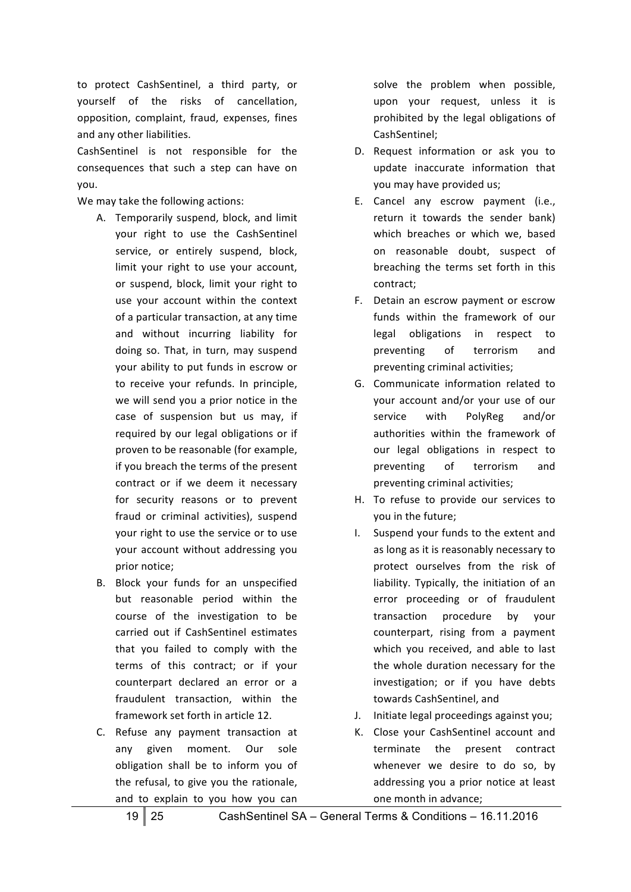to protect CashSentinel, a third party, or yourself of the risks of cancellation, opposition, complaint, fraud, expenses, fines and any other liabilities.

CashSentinel is not responsible for the consequences that such a step can have on you.

We may take the following actions:

A. Temporarily suspend, block, and limit your right to use the CashSentinel service, or entirely suspend, block, limit your right to use your account, or suspend, block, limit your right to use your account within the context of a particular transaction, at any time and without incurring liability for doing so. That, in turn, may suspend your ability to put funds in escrow or to receive your refunds. In principle, we will send you a prior notice in the case of suspension but us may, if required by our legal obligations or if proven to be reasonable (for example, if you breach the terms of the present contract or if we deem it necessary for security reasons or to prevent fraud or criminal activities), suspend your right to use the service or to use your account without addressing you prior notice;
B. Block your funds for an unspecified but reasonable period within the course of the investigation to be carried out if CashSentinel estimates that you failed to comply with the terms of this contract; or if your counterpart declared an error or a fraudulent transaction, within the framework set forth in article 12.
C. Refuse any payment transaction at any given moment. Our sole obligation shall be to inform you of the refusal, to give you the rationale, and to explain to you how you can solve the problem when possible, upon your request, unless it is prohibited by the legal obligations of CashSentinel;
D. Request information or ask you to update inaccurate information that you may have provided us;
E. Cancel any escrow payment (i.e., return it towards the sender bank) which breaches or which we, based on reasonable doubt, suspect of breaching the terms set forth in this contract;
F. Detain an escrow payment or escrow funds within the framework of our legal obligations in respect to preventing of terrorism and preventing criminal activities;
G. Communicate information related to your account and/or your use of our service with PolyReg and/or authorities within the framework of our legal obligations in respect to preventing of terrorism and preventing criminal activities;
H. To refuse to provide our services to you in the future;
I. Suspend your funds to the extent and as long as it is reasonably necessary to protect ourselves from the risk of liability. Typically, the initiation of an error proceeding or of fraudulent transaction procedure by your counterpart, rising from a payment which you received, and able to last the whole duration necessary for the investigation; or if you have debts towards CashSentinel, and
J. Initiate legal proceedings against you;
K. Close your CashSentinel account and terminate the present contract whenever we desire to do so, by addressing you a prior notice at least one month in advance;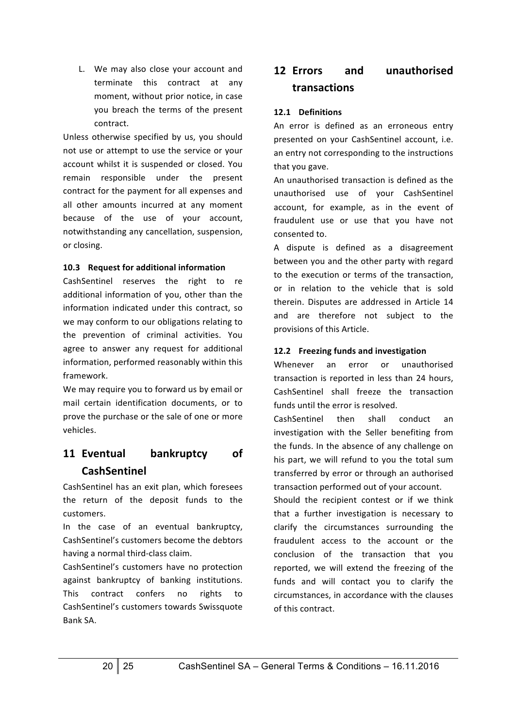L. We may also close your account and terminate this contract at any moment, without prior notice, in case you breach the terms of the present contract.

Unless otherwise specified by us, you should not use or attempt to use the service or your account whilst it is suspended or closed. You remain responsible under the present contract for the payment for all expenses and all other amounts incurred at any moment because of the use of your account, notwithstanding any cancellation, suspension, or closing.

### 10.3 Request for additional information

CashSentinel reserves the right to re additional information of you, other than the information indicated under this contract, so we may conform to our obligations relating to the prevention of criminal activities. You agree to answer any request for additional information, performed reasonably within this framework.

We may require you to forward us by email or mail certain identification documents, or to prove the purchase or the sale of one or more vehicles.

## 11 Eventual bankruptcy of CashSentinel

CashSentinel has an exit plan, which foresees the return of the deposit funds to the customers.

In the case of an eventual bankruptcy, CashSentinel's customers become the debtors having a normal third-class claim.

CashSentinel's customers have no protection against bankruptcy of banking institutions. This contract confers no rights to CashSentinel's customers towards Swissquote Bank SA.

## 12 Errors and unauthorised transactions

### 12.1 Definitions

An error is defined as an erroneous entry presented on your CashSentinel account, i.e. an entry not corresponding to the instructions that you gave.

An unauthorised transaction is defined as the unauthorised use of your CashSentinel account, for example, as in the event of fraudulent use or use that you have not consented to.

A dispute is defined as a disagreement between you and the other party with regard to the execution or terms of the transaction, or in relation to the vehicle that is sold therein. Disputes are addressed in Article 14 and are therefore not subject to the provisions of this Article.

### 12.2 Freezing funds and investigation

Whenever an error or unauthorised transaction is reported in less than 24 hours, CashSentinel shall freeze the transaction funds until the error is resolved.

CashSentinel then shall conduct an investigation with the Seller benefiting from the funds. In the absence of any challenge on his part, we will refund to you the total sum transferred by error or through an authorised transaction performed out of your account.

Should the recipient contest or if we think that a further investigation is necessary to clarify the circumstances surrounding the fraudulent access to the account or the conclusion of the transaction that you reported, we will extend the freezing of the funds and will contact you to clarify the circumstances, in accordance with the clauses of this contract.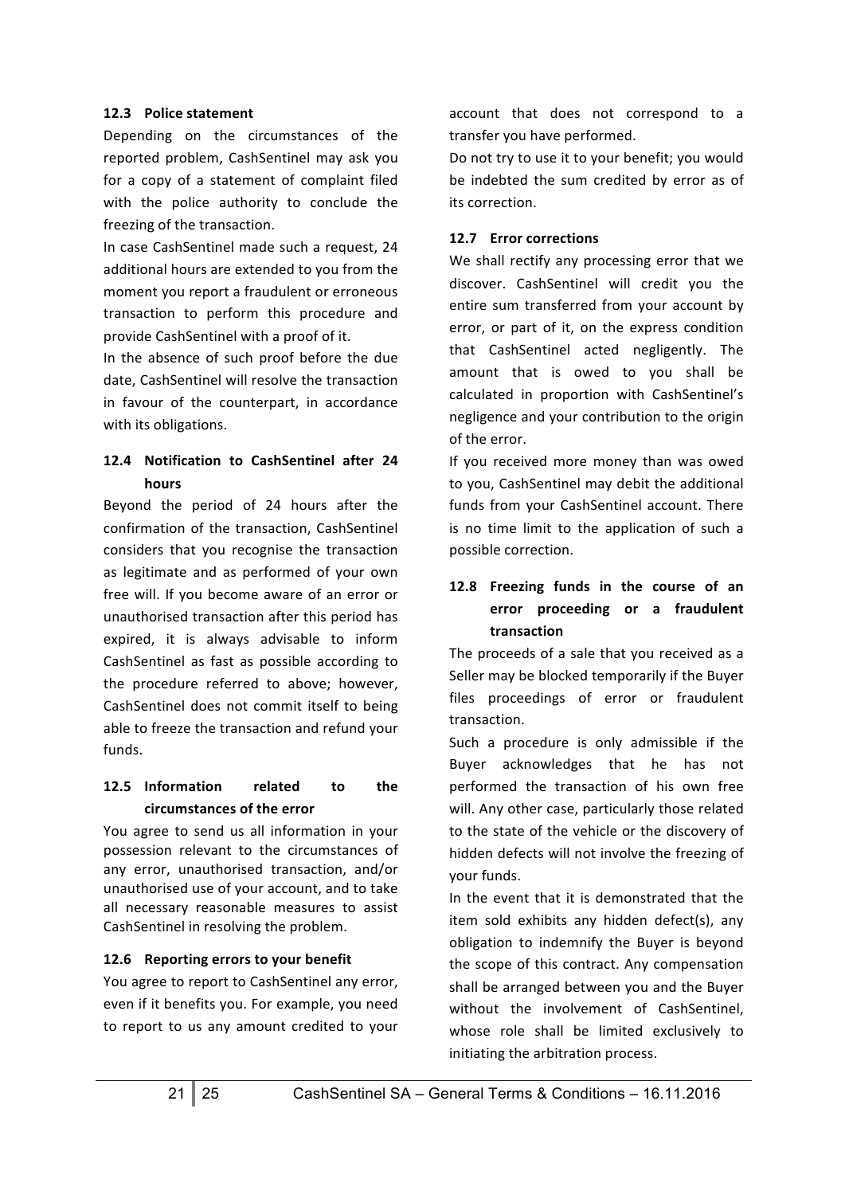### 12.3 Police statement

Depending on the circumstances of the reported problem, CashSentinel may ask you for a copy of a statement of complaint filed with the police authority to conclude the freezing of the transaction.

In case CashSentinel made such a request, 24 additional hours are extended to you from the moment you report a fraudulent or erroneous transaction to perform this procedure and provide CashSentinel with a proof of it.

In the absence of such proof before the due date, CashSentinel will resolve the transaction in favour of the counterpart, in accordance with its obligations.

### 12.4 Notification to CashSentinel after 24 hours

Beyond the period of 24 hours after the confirmation of the transaction, CashSentinel considers that you recognise the transaction as legitimate and as performed of your own free will. If you become aware of an error or unauthorised transaction after this period has expired, it is always advisable to inform CashSentinel as fast as possible according to the procedure referred to above; however, CashSentinel does not commit itself to being able to freeze the transaction and refund your funds.

### 12.5 Information related to the circumstances of the error

You agree to send us all information in your possession relevant to the circumstances of any error, unauthorised transaction, and/or unauthorised use of your account, and to take all necessary reasonable measures to assist CashSentinel in resolving the problem.

### 12.6 Reporting errors to your benefit

You agree to report to CashSentinel any error, even if it benefits you. For example, you need to report to us any amount credited to your account that does not correspond to a transfer you have performed.

Do not try to use it to your benefit; you would be indebted the sum credited by error as of its correction.

### 12.7 Error corrections

We shall rectify any processing error that we discover. CashSentinel will credit you the entire sum transferred from your account by error, or part of it, on the express condition that CashSentinel acted negligently. The amount that is owed to you shall be calculated in proportion with CashSentinel's negligence and your contribution to the origin of the error.

If you received more money than was owed to you, CashSentinel may debit the additional funds from your CashSentinel account. There is no time limit to the application of such a possible correction.

### 12.8 Freezing funds in the course of an error proceeding or a fraudulent transaction

The proceeds of a sale that you received as a Seller may be blocked temporarily if the Buyer files proceedings of error or fraudulent transaction.

Such a procedure is only admissible if the Buyer acknowledges that he has not performed the transaction of his own free will. Any other case, particularly those related to the state of the vehicle or the discovery of hidden defects will not involve the freezing of your funds.

In the event that it is demonstrated that the item sold exhibits any hidden defect(s), any obligation to indemnify the Buyer is beyond the scope of this contract. Any compensation shall be arranged between you and the Buyer without the involvement of CashSentinel, whose role shall be limited exclusively to initiating the arbitration process.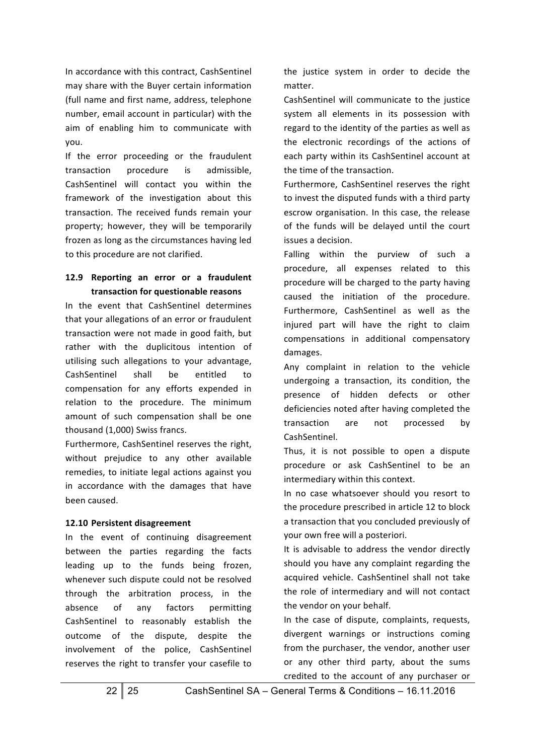In accordance with this contract, CashSentinel may share with the Buyer certain information (full name and first name, address, telephone number, email account in particular) with the aim of enabling him to communicate with you.

If the error proceeding or the fraudulent transaction procedure is admissible, CashSentinel will contact you within the framework of the investigation about this transaction. The received funds remain your property; however, they will be temporarily frozen as long as the circumstances having led to this procedure are not clarified.

### 12.9 Reporting an error or a fraudulent transaction for questionable reasons

In the event that CashSentinel determines that your allegations of an error or fraudulent transaction were not made in good faith, but rather with the duplicitous intention of utilising such allegations to your advantage, CashSentinel shall be entitled to compensation for any efforts expended in relation to the procedure. The minimum amount of such compensation shall be one thousand (1,000) Swiss francs.

Furthermore, CashSentinel reserves the right, without prejudice to any other available remedies, to initiate legal actions against you in accordance with the damages that have been caused.

### 12.10 Persistent disagreement

In the event of continuing disagreement between the parties regarding the facts leading up to the funds being frozen, whenever such dispute could not be resolved through the arbitration process, in the absence of any factors permitting CashSentinel to reasonably establish the outcome of the dispute, despite the involvement of the police, CashSentinel reserves the right to transfer your casefile to the justice system in order to decide the matter.

CashSentinel will communicate to the justice system all elements in its possession with regard to the identity of the parties as well as the electronic recordings of the actions of each party within its CashSentinel account at the time of the transaction.

Furthermore, CashSentinel reserves the right to invest the disputed funds with a third party escrow organisation. In this case, the release of the funds will be delayed until the court issues a decision.

Falling within the purview of such a procedure, all expenses related to this procedure will be charged to the party having caused the initiation of the procedure. Furthermore, CashSentinel as well as the injured part will have the right to claim compensations in additional compensatory damages.

Any complaint in relation to the vehicle undergoing a transaction, its condition, the presence of hidden defects or other deficiencies noted after having completed the transaction are not processed by CashSentinel.

Thus, it is not possible to open a dispute procedure or ask CashSentinel to be an intermediary within this context.

In no case whatsoever should you resort to the procedure prescribed in article 12 to block a transaction that you concluded previously of your own free will a posteriori.

It is advisable to address the vendor directly should you have any complaint regarding the acquired vehicle. CashSentinel shall not take the role of intermediary and will not contact the vendor on your behalf.

In the case of dispute, complaints, requests, divergent warnings or instructions coming from the purchaser, the vendor, another user or any other third party, about the sums credited to the account of any purchaser or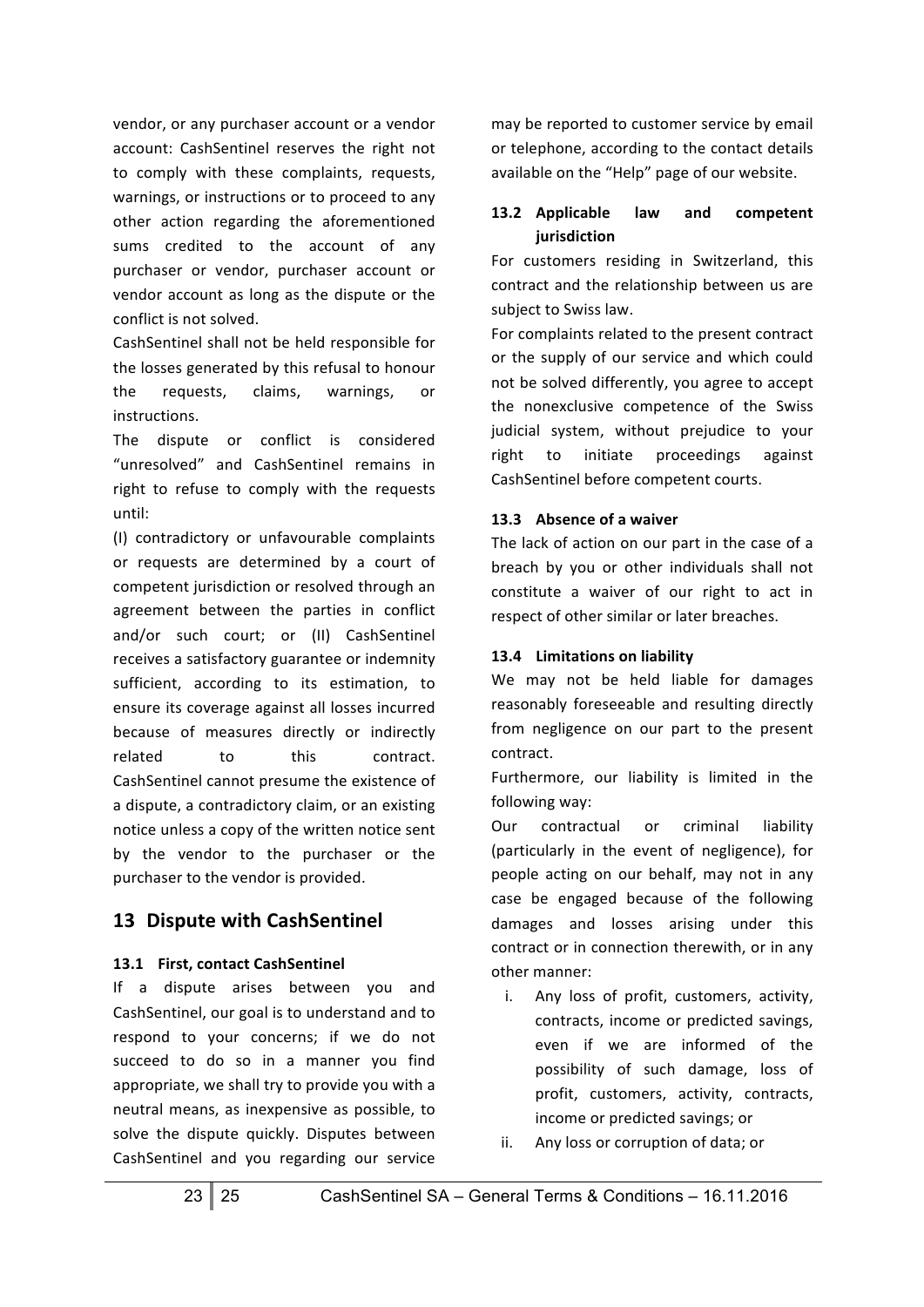vendor, or any purchaser account or a vendor account: CashSentinel reserves the right not to comply with these complaints, requests, warnings, or instructions or to proceed to any other action regarding the aforementioned sums credited to the account of any purchaser or vendor, purchaser account or vendor account as long as the dispute or the conflict is not solved.

CashSentinel shall not be held responsible for the losses generated by this refusal to honour the requests, claims, warnings, or instructions.

The dispute or conflict is considered "unresolved" and CashSentinel remains in right to refuse to comply with the requests until:

(I) contradictory or unfavourable complaints or requests are determined by a court of competent jurisdiction or resolved through an agreement between the parties in conflict and/or such court; or (II) CashSentinel receives a satisfactory guarantee or indemnity sufficient, according to its estimation, to ensure its coverage against all losses incurred because of measures directly or indirectly related to this contract. CashSentinel cannot presume the existence of a dispute, a contradictory claim, or an existing notice unless a copy of the written notice sent by the vendor to the purchaser or the purchaser to the vendor is provided.

## 13 Dispute with CashSentinel

### 13.1 First, contact CashSentinel

If a dispute arises between you and CashSentinel, our goal is to understand and to respond to your concerns; if we do not succeed to do so in a manner you find appropriate, we shall try to provide you with a neutral means, as inexpensive as possible, to solve the dispute quickly. Disputes between CashSentinel and you regarding our service may be reported to customer service by email or telephone, according to the contact details available on the "Help" page of our website.

### 13.2 Applicable law and competent jurisdiction

For customers residing in Switzerland, this contract and the relationship between us are subject to Swiss law.

For complaints related to the present contract or the supply of our service and which could not be solved differently, you agree to accept the nonexclusive competence of the Swiss judicial system, without prejudice to your right to initiate proceedings against CashSentinel before competent courts.

### 13.3 Absence of a waiver

The lack of action on our part in the case of a breach by you or other individuals shall not constitute a waiver of our right to act in respect of other similar or later breaches.

### 13.4 Limitations on liability

We may not be held liable for damages reasonably foreseeable and resulting directly from negligence on our part to the present contract.

Furthermore, our liability is limited in the following way:

Our contractual or criminal liability (particularly in the event of negligence), for people acting on our behalf, may not in any case be engaged because of the following damages and losses arising under this contract or in connection therewith, or in any other manner:

i. Any loss of profit, customers, activity, contracts, income or predicted savings, even if we are informed of the possibility of such damage, loss of profit, customers, activity, contracts, income or predicted savings; or
ii. Any loss or corruption of data; or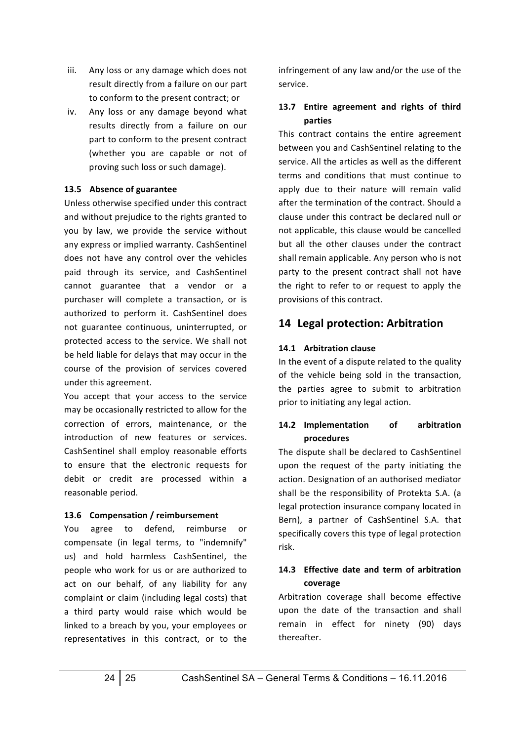iii. Any loss or any damage which does not result directly from a failure on our part to conform to the present contract; or
iv. Any loss or any damage beyond what results directly from a failure on our part to conform to the present contract (whether you are capable or not of proving such loss or such damage).

### 13.5 Absence of guarantee

Unless otherwise specified under this contract and without prejudice to the rights granted to you by law, we provide the service without any express or implied warranty. CashSentinel does not have any control over the vehicles paid through its service, and CashSentinel cannot guarantee that a vendor or a purchaser will complete a transaction, or is authorized to perform it. CashSentinel does not guarantee continuous, uninterrupted, or protected access to the service. We shall not be held liable for delays that may occur in the course of the provision of services covered under this agreement.

You accept that your access to the service may be occasionally restricted to allow for the correction of errors, maintenance, or the introduction of new features or services. CashSentinel shall employ reasonable efforts to ensure that the electronic requests for debit or credit are processed within a reasonable period.

### 13.6 Compensation / reimbursement

You agree to defend, reimburse or compensate (in legal terms, to "indemnify" us) and hold harmless CashSentinel, the people who work for us or are authorized to act on our behalf, of any liability for any complaint or claim (including legal costs) that a third party would raise which would be linked to a breach by you, your employees or representatives in this contract, or to the infringement of any law and/or the use of the service.

### 13.7 Entire agreement and rights of third parties

This contract contains the entire agreement between you and CashSentinel relating to the service. All the articles as well as the different terms and conditions that must continue to apply due to their nature will remain valid after the termination of the contract. Should a clause under this contract be declared null or not applicable, this clause would be cancelled but all the other clauses under the contract shall remain applicable. Any person who is not party to the present contract shall not have the right to refer to or request to apply the provisions of this contract.

## 14 Legal protection: Arbitration

### 14.1 Arbitration clause

In the event of a dispute related to the quality of the vehicle being sold in the transaction, the parties agree to submit to arbitration prior to initiating any legal action.

### 14.2 Implementation of arbitration procedures

The dispute shall be declared to CashSentinel upon the request of the party initiating the action. Designation of an authorised mediator shall be the responsibility of Protekta S.A. (a legal protection insurance company located in Bern), a partner of CashSentinel S.A. that specifically covers this type of legal protection risk.

### 14.3 Effective date and term of arbitration coverage

Arbitration coverage shall become effective upon the date of the transaction and shall remain in effect for ninety (90) days thereafter.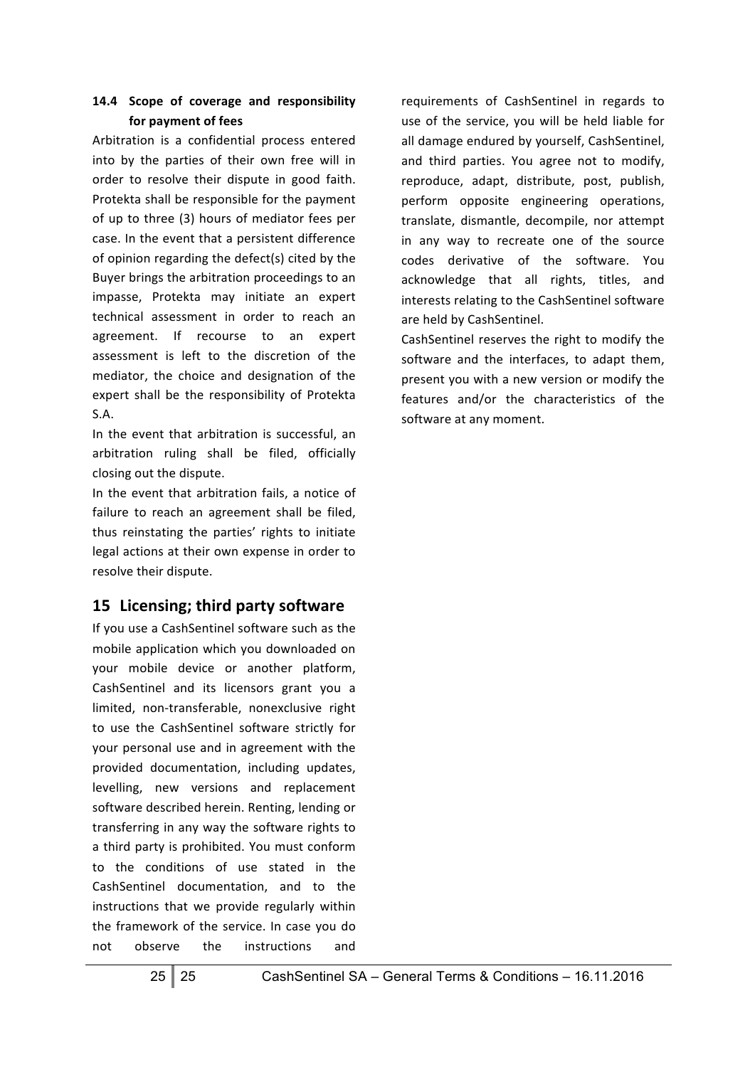### 14.4 Scope of coverage and responsibility for payment of fees

Arbitration is a confidential process entered into by the parties of their own free will in order to resolve their dispute in good faith. Protekta shall be responsible for the payment of up to three (3) hours of mediator fees per case. In the event that a persistent difference of opinion regarding the defect(s) cited by the Buyer brings the arbitration proceedings to an impasse, Protekta may initiate an expert technical assessment in order to reach an agreement. If recourse to an expert assessment is left to the discretion of the mediator, the choice and designation of the expert shall be the responsibility of Protekta S.A.

In the event that arbitration is successful, an arbitration ruling shall be filed, officially closing out the dispute.

In the event that arbitration fails, a notice of failure to reach an agreement shall be filed, thus reinstating the parties' rights to initiate legal actions at their own expense in order to resolve their dispute.

## 15 Licensing; third party software

If you use a CashSentinel software such as the mobile application which you downloaded on your mobile device or another platform, CashSentinel and its licensors grant you a limited, non-transferable, nonexclusive right to use the CashSentinel software strictly for your personal use and in agreement with the provided documentation, including updates, levelling, new versions and replacement software described herein. Renting, lending or transferring in any way the software rights to a third party is prohibited. You must conform to the conditions of use stated in the CashSentinel documentation, and to the instructions that we provide regularly within the framework of the service. In case you do not observe the instructions and requirements of CashSentinel in regards to use of the service, you will be held liable for all damage endured by yourself, CashSentinel, and third parties. You agree not to modify, reproduce, adapt, distribute, post, publish, perform opposite engineering operations, translate, dismantle, decompile, nor attempt in any way to recreate one of the source codes derivative of the software. You acknowledge that all rights, titles, and interests relating to the CashSentinel software are held by CashSentinel.

CashSentinel reserves the right to modify the software and the interfaces, to adapt them, present you with a new version or modify the features and/or the characteristics of the software at any moment.